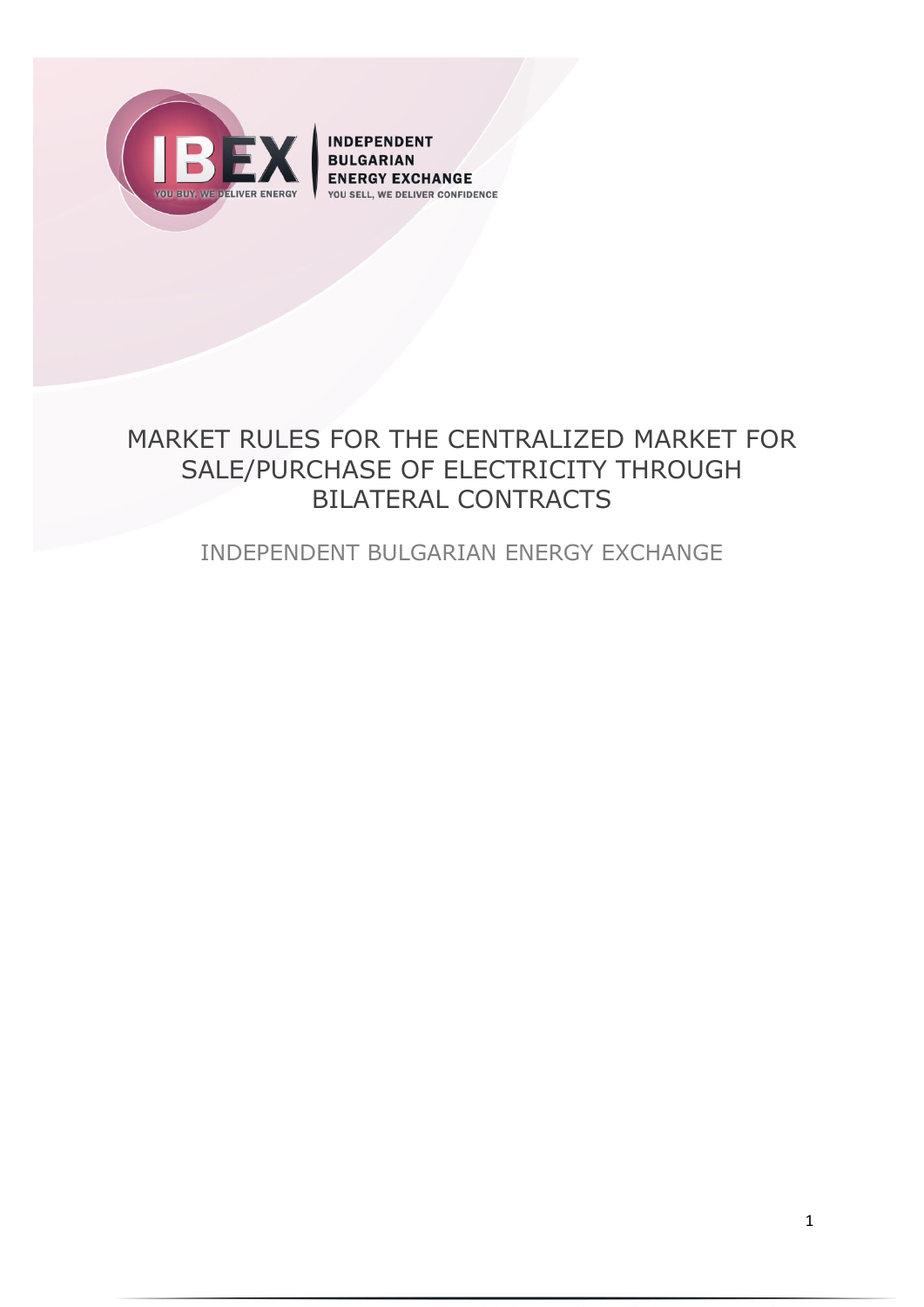# MARKET RULES FOR THE CENTRALIZED MARKET FOR SALE/PURCHASE OF ELECTRICITY THROUGH BILATERAL CONTRACTS

INDEPENDENT BULGARIAN ENERGY EXCHANGE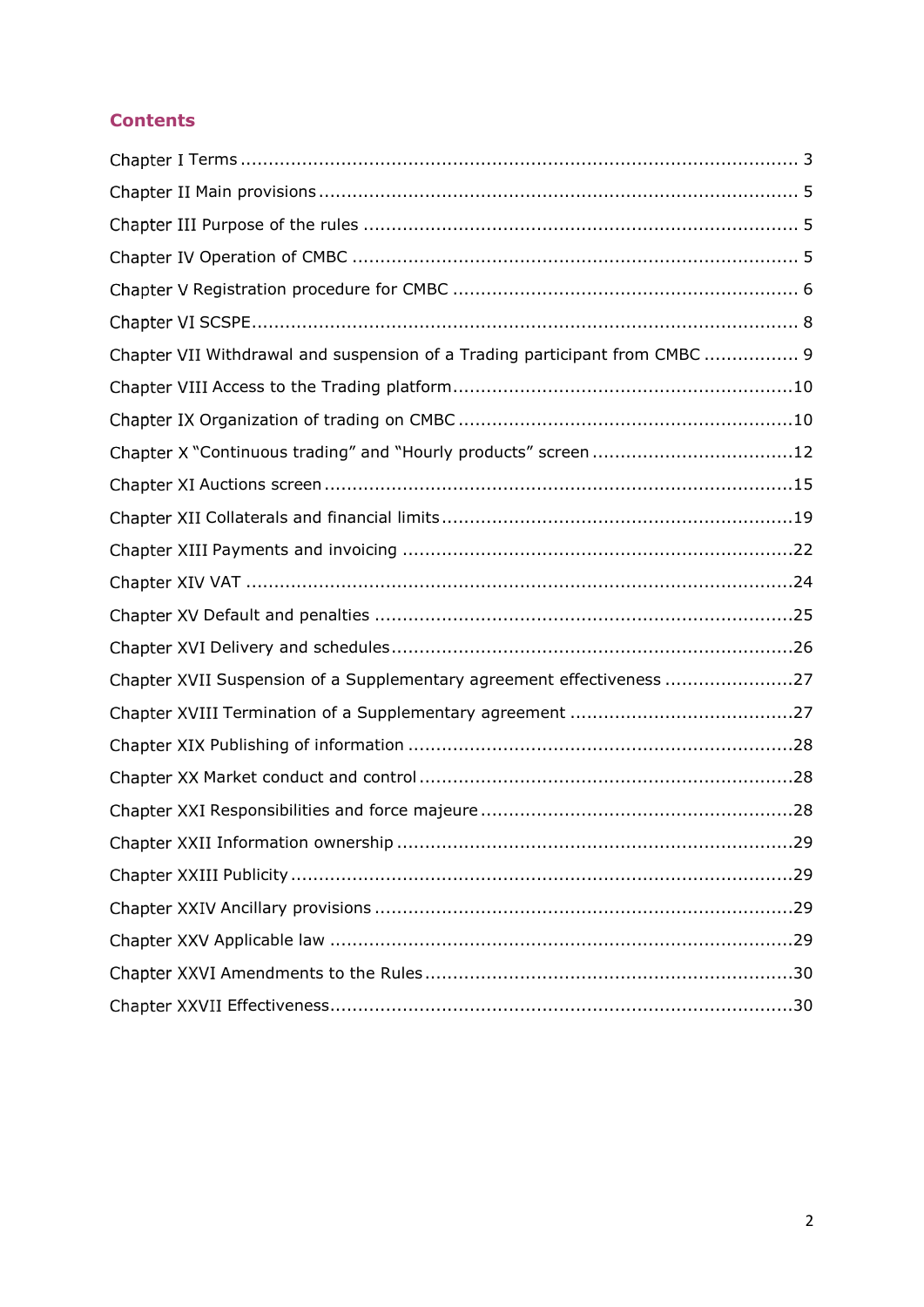## Contents

Chapter I Terms ................................................................................................ 3

Chapter II Main provisions ................................................................................ 5

Chapter III Purpose of the rules ........................................................................ 5

Chapter IV Operation of CMBC .......................................................................... 5

Chapter V Registration procedure for CMBC ........................................................ 6

Chapter VI SCSPE.............................................................................................. 8

Chapter VII Withdrawal and suspension of a Trading participant from CMBC ................. 9

Chapter VIII Access to the Trading platform........................................................10

Chapter IX Organization of trading on CMBC .......................................................10

Chapter X "Continuous trading" and "Hourly products" screen ...................................12

Chapter XI Auctions screen ................................................................................15

Chapter XII Collaterals and financial limits ............................................................19

Chapter XIII Payments and invoicing ...................................................................22

Chapter XIV VAT ...............................................................................................24

Chapter XV Default and penalties ........................................................................25

Chapter XVI Delivery and schedules .....................................................................26

Chapter XVII Suspension of a Supplementary agreement effectiveness .......................27

Chapter XVIII Termination of a Supplementary agreement .......................................27

Chapter XIX Publishing of information ..................................................................28

Chapter XX Market conduct and control ................................................................28

Chapter XXI Responsibilities and force majeure ......................................................28

Chapter XXII Information ownership .....................................................................29

Chapter XXIII Publicity .......................................................................................29

Chapter XXIV Ancillary provisions .........................................................................29

Chapter XXV Applicable law .................................................................................29

Chapter XXVI Amendments to the Rules ................................................................30

Chapter XXVII Effectiveness.................................................................................30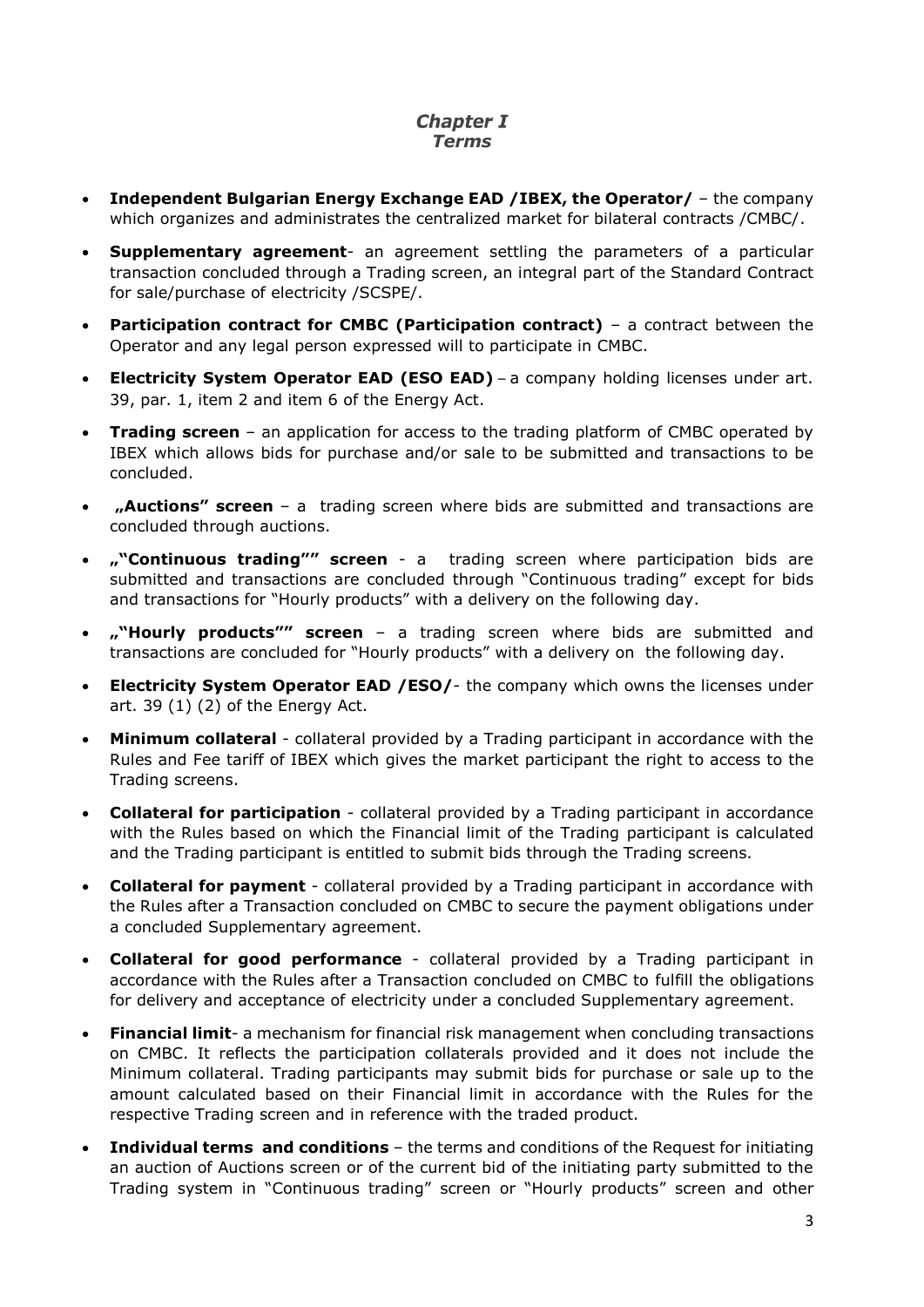# *Chapter I*
## *Terms*

- **Independent Bulgarian Energy Exchange EAD /IBEX, the Operator/** – the company which organizes and administrates the centralized market for bilateral contracts /CMBC/.
- **Supplementary agreement**- an agreement settling the parameters of a particular transaction concluded through a Trading screen, an integral part of the Standard Contract for sale/purchase of electricity /SCSPE/.
- **Participation contract for CMBC (Participation contract)** – a contract between the Operator and any legal person expressed will to participate in CMBC.
- **Electricity System Operator EAD (ESO EAD)** – a company holding licenses under art. 39, par. 1, item 2 and item 6 of the Energy Act.
- **Trading screen** – an application for access to the trading platform of CMBC operated by IBEX which allows bids for purchase and/or sale to be submitted and transactions to be concluded.
- **„Auctions" screen** – a trading screen where bids are submitted and transactions are concluded through auctions.
- **„"Continuous trading"" screen** - a trading screen where participation bids are submitted and transactions are concluded through "Continuous trading" except for bids and transactions for "Hourly products" with a delivery on the following day.
- **„"Hourly products"" screen** – a trading screen where bids are submitted and transactions are concluded for "Hourly products" with a delivery on the following day.
- **Electricity System Operator EAD /ESO/**- the company which owns the licenses under art. 39 (1) (2) of the Energy Act.
- **Minimum collateral** - collateral provided by a Trading participant in accordance with the Rules and Fee tariff of IBEX which gives the market participant the right to access to the Trading screens.
- **Collateral for participation** - collateral provided by a Trading participant in accordance with the Rules based on which the Financial limit of the Trading participant is calculated and the Trading participant is entitled to submit bids through the Trading screens.
- **Collateral for payment** - collateral provided by a Trading participant in accordance with the Rules after a Transaction concluded on CMBC to secure the payment obligations under a concluded Supplementary agreement.
- **Collateral for good performance** - collateral provided by a Trading participant in accordance with the Rules after a Transaction concluded on CMBC to fulfill the obligations for delivery and acceptance of electricity under a concluded Supplementary agreement.
- **Financial limit**- a mechanism for financial risk management when concluding transactions on CMBC. It reflects the participation collaterals provided and it does not include the Minimum collateral. Trading participants may submit bids for purchase or sale up to the amount calculated based on their Financial limit in accordance with the Rules for the respective Trading screen and in reference with the traded product.
- **Individual terms and conditions** – the terms and conditions of the Request for initiating an auction of Auctions screen or of the current bid of the initiating party submitted to the Trading system in "Continuous trading" screen or "Hourly products" screen and other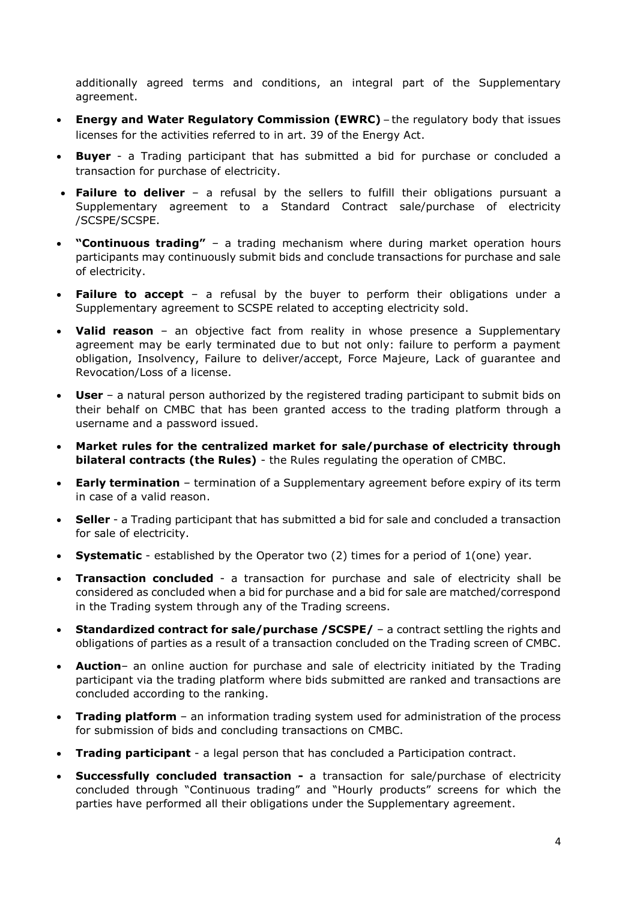additionally agreed terms and conditions, an integral part of the Supplementary agreement.

- **Energy and Water Regulatory Commission (EWRC)** – the regulatory body that issues licenses for the activities referred to in art. 39 of the Energy Act.
- **Buyer** - a Trading participant that has submitted a bid for purchase or concluded a transaction for purchase of electricity.
- **Failure to deliver** – a refusal by the sellers to fulfill their obligations pursuant a Supplementary agreement to a Standard Contract sale/purchase of electricity /SCSPE/SCSPE.
- **"Continuous trading"** – a trading mechanism where during market operation hours participants may continuously submit bids and conclude transactions for purchase and sale of electricity.
- **Failure to accept** – a refusal by the buyer to perform their obligations under a Supplementary agreement to SCSPE related to accepting electricity sold.
- **Valid reason** – an objective fact from reality in whose presence a Supplementary agreement may be early terminated due to but not only: failure to perform a payment obligation, Insolvency, Failure to deliver/accept, Force Majeure, Lack of guarantee and Revocation/Loss of a license.
- **User** – a natural person authorized by the registered trading participant to submit bids on their behalf on CMBC that has been granted access to the trading platform through a username and a password issued.
- **Market rules for the centralized market for sale/purchase of electricity through bilateral contracts (the Rules)** - the Rules regulating the operation of CMBC.
- **Early termination** – termination of a Supplementary agreement before expiry of its term in case of a valid reason.
- **Seller** - a Trading participant that has submitted a bid for sale and concluded a transaction for sale of electricity.
- **Systematic** - established by the Operator two (2) times for a period of 1(one) year.
- **Transaction concluded** - a transaction for purchase and sale of electricity shall be considered as concluded when a bid for purchase and a bid for sale are matched/correspond in the Trading system through any of the Trading screens.
- **Standardized contract for sale/purchase /SCSPE/** – a contract settling the rights and obligations of parties as a result of a transaction concluded on the Trading screen of CMBC.
- **Auction**– an online auction for purchase and sale of electricity initiated by the Trading participant via the trading platform where bids submitted are ranked and transactions are concluded according to the ranking.
- **Trading platform** – an information trading system used for administration of the process for submission of bids and concluding transactions on CMBC.
- **Trading participant** - a legal person that has concluded a Participation contract.
- **Successfully concluded transaction -** a transaction for sale/purchase of electricity concluded through "Continuous trading" and "Hourly products" screens for which the parties have performed all their obligations under the Supplementary agreement.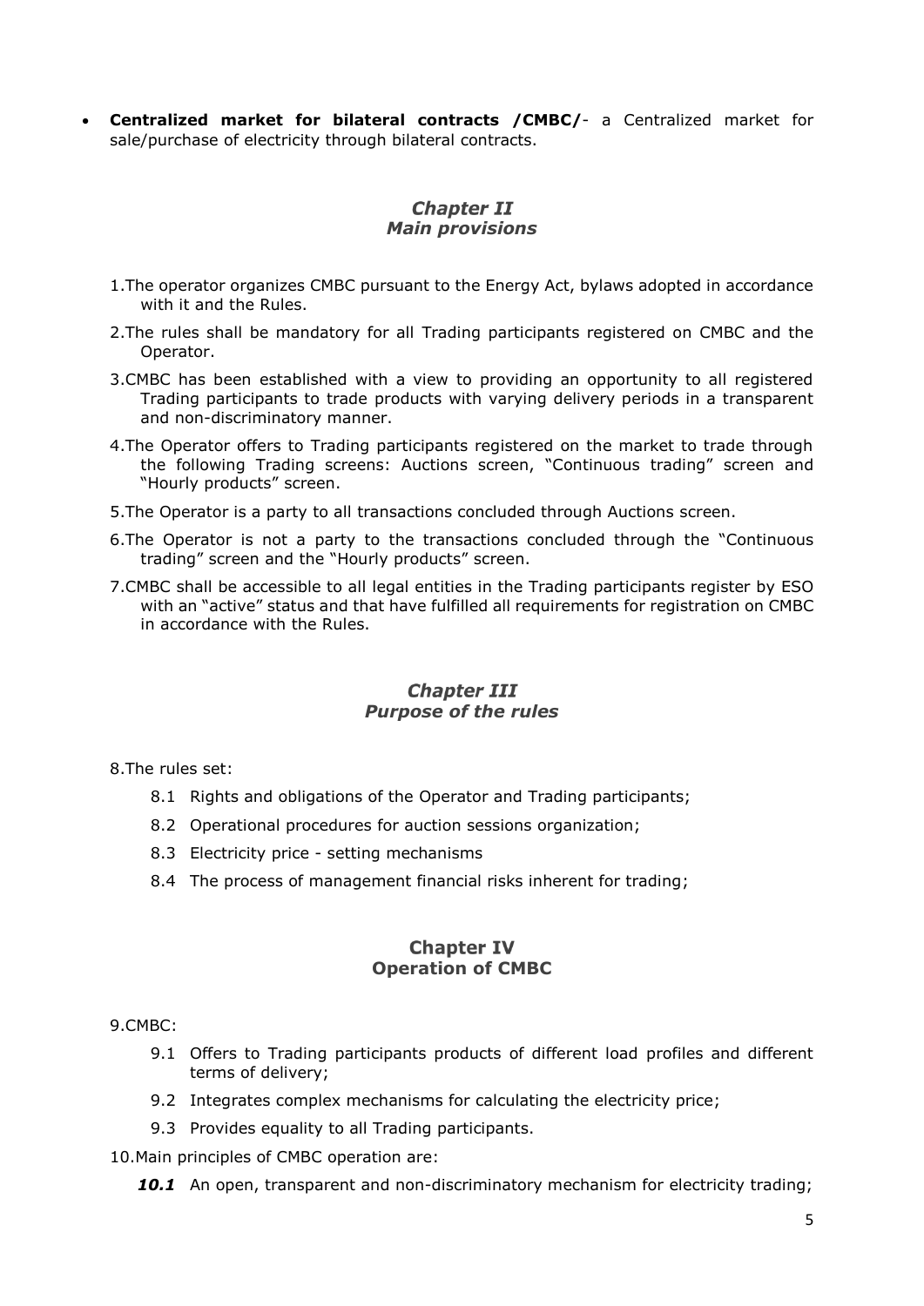- **Centralized market for bilateral contracts /CMBC/**- a Centralized market for sale/purchase of electricity through bilateral contracts.

## *Chapter II*
## *Main provisions*

1. The operator organizes CMBC pursuant to the Energy Act, bylaws adopted in accordance with it and the Rules.
2. The rules shall be mandatory for all Trading participants registered on CMBC and the Operator.
3. CMBC has been established with a view to providing an opportunity to all registered Trading participants to trade products with varying delivery periods in a transparent and non-discriminatory manner.
4. The Operator offers to Trading participants registered on the market to trade through the following Trading screens: Auctions screen, "Continuous trading" screen and "Hourly products" screen.
5. The Operator is a party to all transactions concluded through Auctions screen.
6. The Operator is not a party to the transactions concluded through the "Continuous trading" screen and the "Hourly products" screen.
7. CMBC shall be accessible to all legal entities in the Trading participants register by ESO with an "active" status and that have fulfilled all requirements for registration on CMBC in accordance with the Rules.

## *Chapter III*
## *Purpose of the rules*

8. The rules set:

   8.1 Rights and obligations of the Operator and Trading participants;

   8.2 Operational procedures for auction sessions organization;

   8.3 Electricity price - setting mechanisms

   8.4 The process of management financial risks inherent for trading;

## **Chapter IV**
## **Operation of CMBC**

9. CMBC:

   9.1 Offers to Trading participants products of different load profiles and different terms of delivery;

   9.2 Integrates complex mechanisms for calculating the electricity price;

   9.3 Provides equality to all Trading participants.

10. Main principles of CMBC operation are:

   ***10.1*** An open, transparent and non-discriminatory mechanism for electricity trading;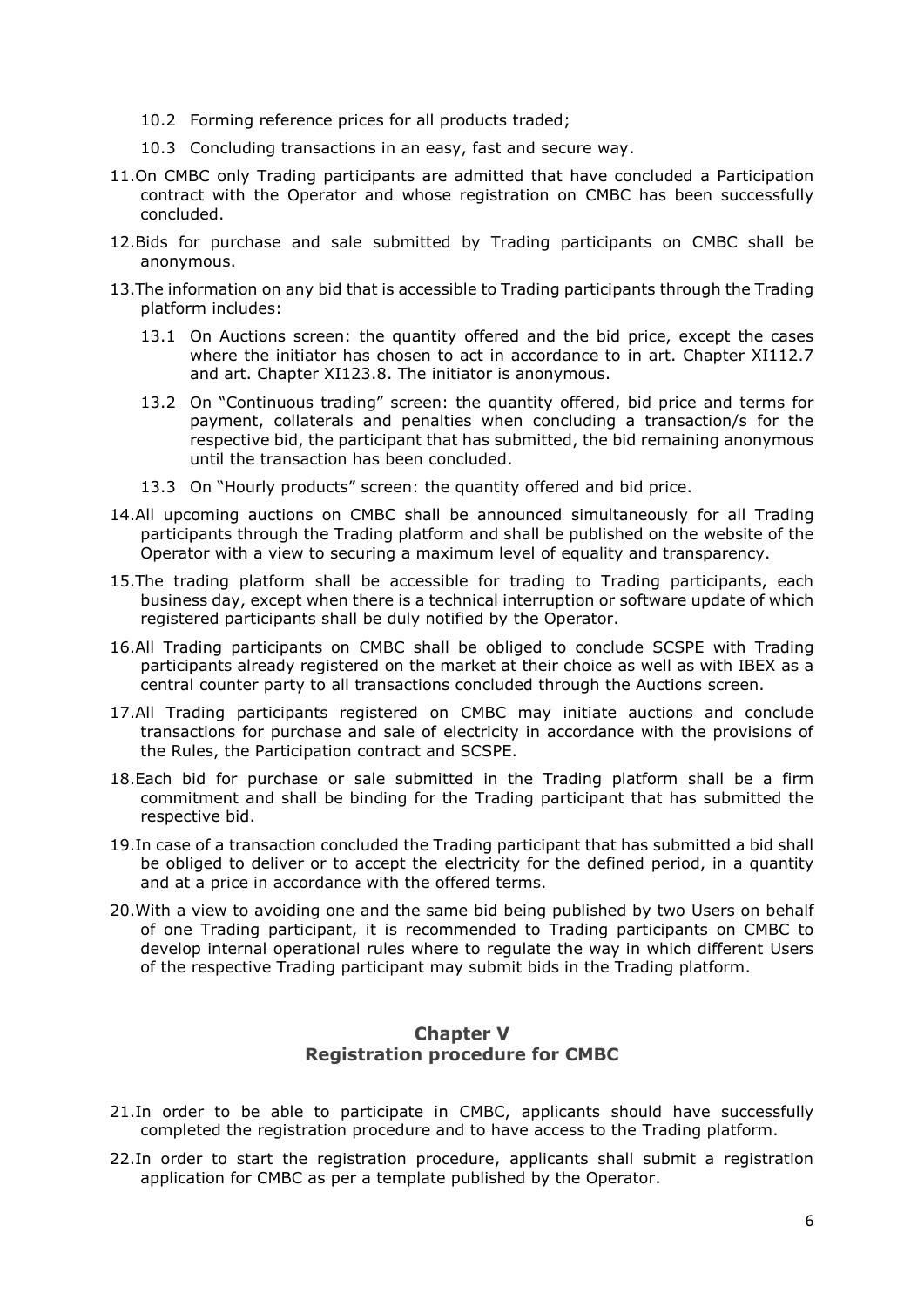10.2 Forming reference prices for all products traded;

10.3 Concluding transactions in an easy, fast and secure way.

11. On CMBC only Trading participants are admitted that have concluded a Participation contract with the Operator and whose registration on CMBC has been successfully concluded.

12. Bids for purchase and sale submitted by Trading participants on CMBC shall be anonymous.

13. The information on any bid that is accessible to Trading participants through the Trading platform includes:

 13.1 On Auctions screen: the quantity offered and the bid price, except the cases where the initiator has chosen to act in accordance to in art. Chapter XI112.7 and art. Chapter XI123.8. The initiator is anonymous.

 13.2 On "Continuous trading" screen: the quantity offered, bid price and terms for payment, collaterals and penalties when concluding a transaction/s for the respective bid, the participant that has submitted, the bid remaining anonymous until the transaction has been concluded.

 13.3 On "Hourly products" screen: the quantity offered and bid price.

14. All upcoming auctions on CMBC shall be announced simultaneously for all Trading participants through the Trading platform and shall be published on the website of the Operator with a view to securing a maximum level of equality and transparency.

15. The trading platform shall be accessible for trading to Trading participants, each business day, except when there is a technical interruption or software update of which registered participants shall be duly notified by the Operator.

16. All Trading participants on CMBC shall be obliged to conclude SCSPE with Trading participants already registered on the market at their choice as well as with IBEX as a central counter party to all transactions concluded through the Auctions screen.

17. All Trading participants registered on CMBC may initiate auctions and conclude transactions for purchase and sale of electricity in accordance with the provisions of the Rules, the Participation contract and SCSPE.

18. Each bid for purchase or sale submitted in the Trading platform shall be a firm commitment and shall be binding for the Trading participant that has submitted the respective bid.

19. In case of a transaction concluded the Trading participant that has submitted a bid shall be obliged to deliver or to accept the electricity for the defined period, in a quantity and at a price in accordance with the offered terms.

20. With a view to avoiding one and the same bid being published by two Users on behalf of one Trading participant, it is recommended to Trading participants on CMBC to develop internal operational rules where to regulate the way in which different Users of the respective Trading participant may submit bids in the Trading platform.

## Chapter V
## Registration procedure for CMBC

21. In order to be able to participate in CMBC, applicants should have successfully completed the registration procedure and to have access to the Trading platform.

22. In order to start the registration procedure, applicants shall submit a registration application for CMBC as per a template published by the Operator.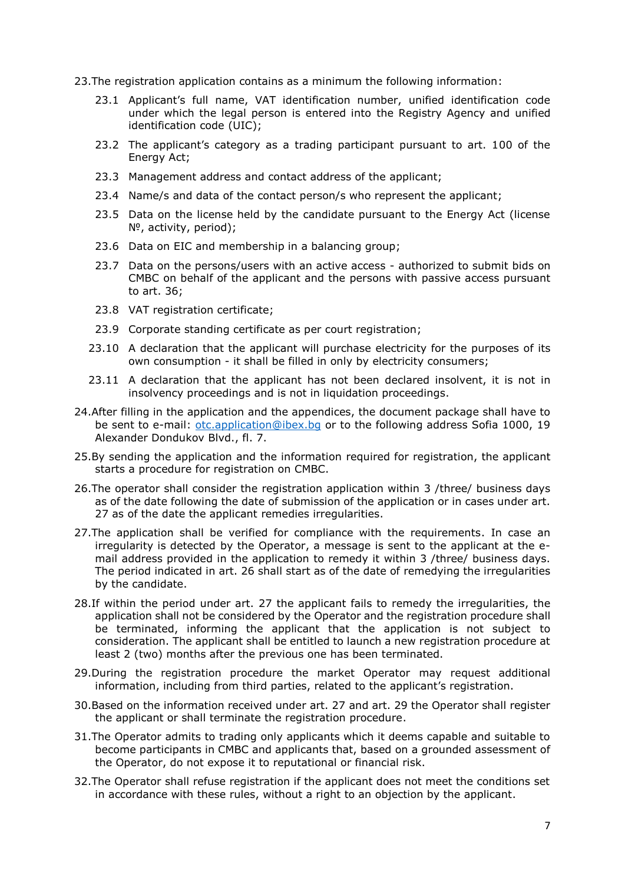23. The registration application contains as a minimum the following information:

    23.1 Applicant's full name, VAT identification number, unified identification code under which the legal person is entered into the Registry Agency and unified identification code (UIC);

    23.2 The applicant's category as a trading participant pursuant to art. 100 of the Energy Act;

    23.3 Management address and contact address of the applicant;

    23.4 Name/s and data of the contact person/s who represent the applicant;

    23.5 Data on the license held by the candidate pursuant to the Energy Act (license №, activity, period);

    23.6 Data on EIC and membership in a balancing group;

    23.7 Data on the persons/users with an active access - authorized to submit bids on CMBC on behalf of the applicant and the persons with passive access pursuant to art. 36;

    23.8 VAT registration certificate;

    23.9 Corporate standing certificate as per court registration;

    23.10 A declaration that the applicant will purchase electricity for the purposes of its own consumption - it shall be filled in only by electricity consumers;

    23.11 A declaration that the applicant has not been declared insolvent, it is not in insolvency proceedings and is not in liquidation proceedings.

24. After filling in the application and the appendices, the document package shall have to be sent to e-mail: otc.application@ibex.bg or to the following address Sofia 1000, 19 Alexander Dondukov Blvd., fl. 7.

25. By sending the application and the information required for registration, the applicant starts a procedure for registration on CMBC.

26. The operator shall consider the registration application within 3 /three/ business days as of the date following the date of submission of the application or in cases under art. 27 as of the date the applicant remedies irregularities.

27. The application shall be verified for compliance with the requirements. In case an irregularity is detected by the Operator, a message is sent to the applicant at the e-mail address provided in the application to remedy it within 3 /three/ business days. The period indicated in art. 26 shall start as of the date of remedying the irregularities by the candidate.

28. If within the period under art. 27 the applicant fails to remedy the irregularities, the application shall not be considered by the Operator and the registration procedure shall be terminated, informing the applicant that the application is not subject to consideration. The applicant shall be entitled to launch a new registration procedure at least 2 (two) months after the previous one has been terminated.

29. During the registration procedure the market Operator may request additional information, including from third parties, related to the applicant's registration.

30. Based on the information received under art. 27 and art. 29 the Operator shall register the applicant or shall terminate the registration procedure.

31. The Operator admits to trading only applicants which it deems capable and suitable to become participants in CMBC and applicants that, based on a grounded assessment of the Operator, do not expose it to reputational or financial risk.

32. The Operator shall refuse registration if the applicant does not meet the conditions set in accordance with these rules, without a right to an objection by the applicant.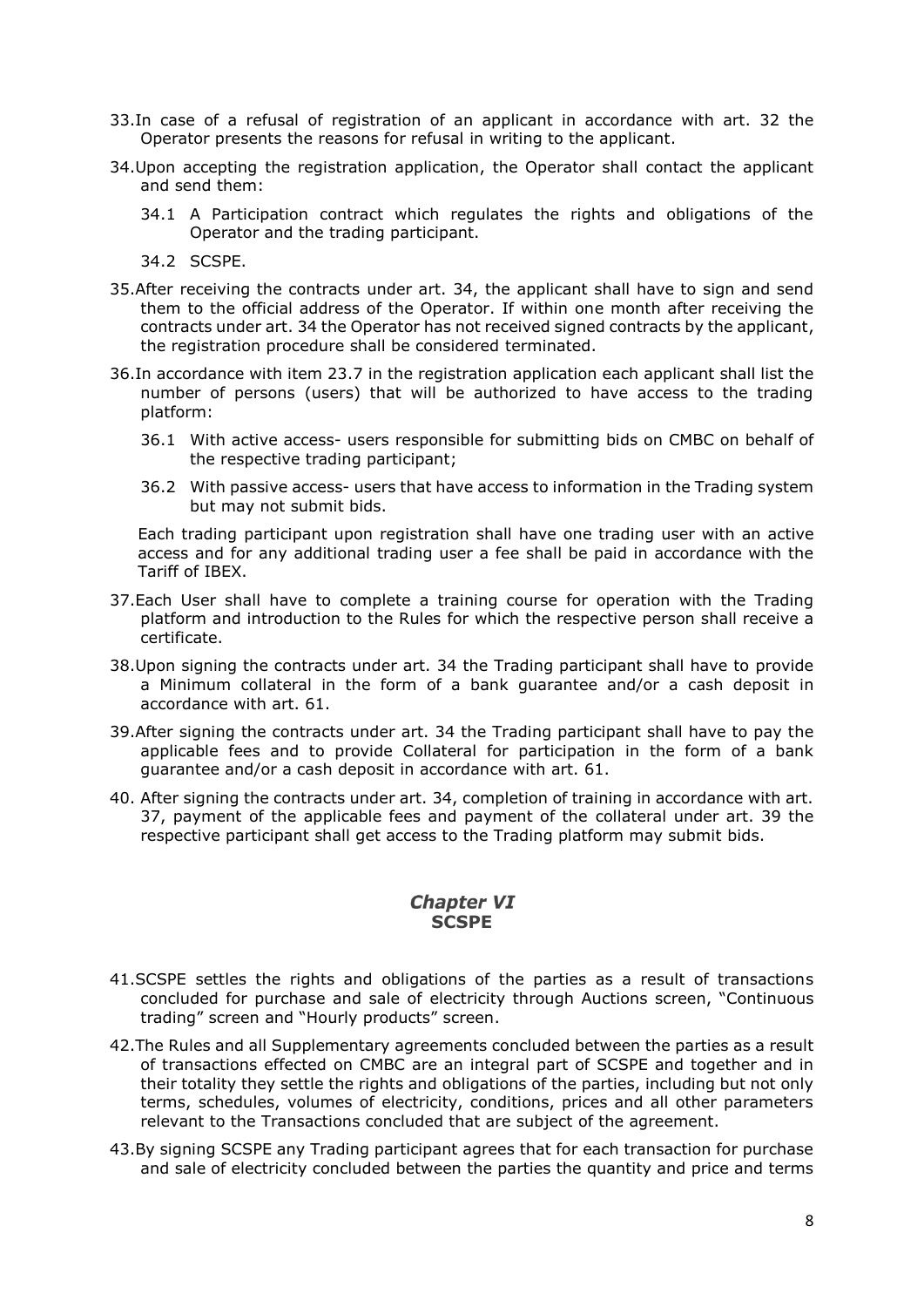33. In case of a refusal of registration of an applicant in accordance with art. 32 the Operator presents the reasons for refusal in writing to the applicant.

34. Upon accepting the registration application, the Operator shall contact the applicant and send them:

    34.1 A Participation contract which regulates the rights and obligations of the Operator and the trading participant.

    34.2 SCSPE.

35. After receiving the contracts under art. 34, the applicant shall have to sign and send them to the official address of the Operator. If within one month after receiving the contracts under art. 34 the Operator has not received signed contracts by the applicant, the registration procedure shall be considered terminated.

36. In accordance with item 23.7 in the registration application each applicant shall list the number of persons (users) that will be authorized to have access to the trading platform:

    36.1 With active access- users responsible for submitting bids on CMBC on behalf of the respective trading participant;

    36.2 With passive access- users that have access to information in the Trading system but may not submit bids.

    Each trading participant upon registration shall have one trading user with an active access and for any additional trading user a fee shall be paid in accordance with the Tariff of IBEX.

37. Each User shall have to complete a training course for operation with the Trading platform and introduction to the Rules for which the respective person shall receive a certificate.

38. Upon signing the contracts under art. 34 the Trading participant shall have to provide a Minimum collateral in the form of a bank guarantee and/or a cash deposit in accordance with art. 61.

39. After signing the contracts under art. 34 the Trading participant shall have to pay the applicable fees and to provide Collateral for participation in the form of a bank guarantee and/or a cash deposit in accordance with art. 61.

40. After signing the contracts under art. 34, completion of training in accordance with art. 37, payment of the applicable fees and payment of the collateral under art. 39 the respective participant shall get access to the Trading platform may submit bids.

## *Chapter VI*
## **SCSPE**

41. SCSPE settles the rights and obligations of the parties as a result of transactions concluded for purchase and sale of electricity through Auctions screen, "Continuous trading" screen and "Hourly products" screen.

42. The Rules and all Supplementary agreements concluded between the parties as a result of transactions effected on CMBC are an integral part of SCSPE and together and in their totality they settle the rights and obligations of the parties, including but not only terms, schedules, volumes of electricity, conditions, prices and all other parameters relevant to the Transactions concluded that are subject of the agreement.

43. By signing SCSPE any Trading participant agrees that for each transaction for purchase and sale of electricity concluded between the parties the quantity and price and terms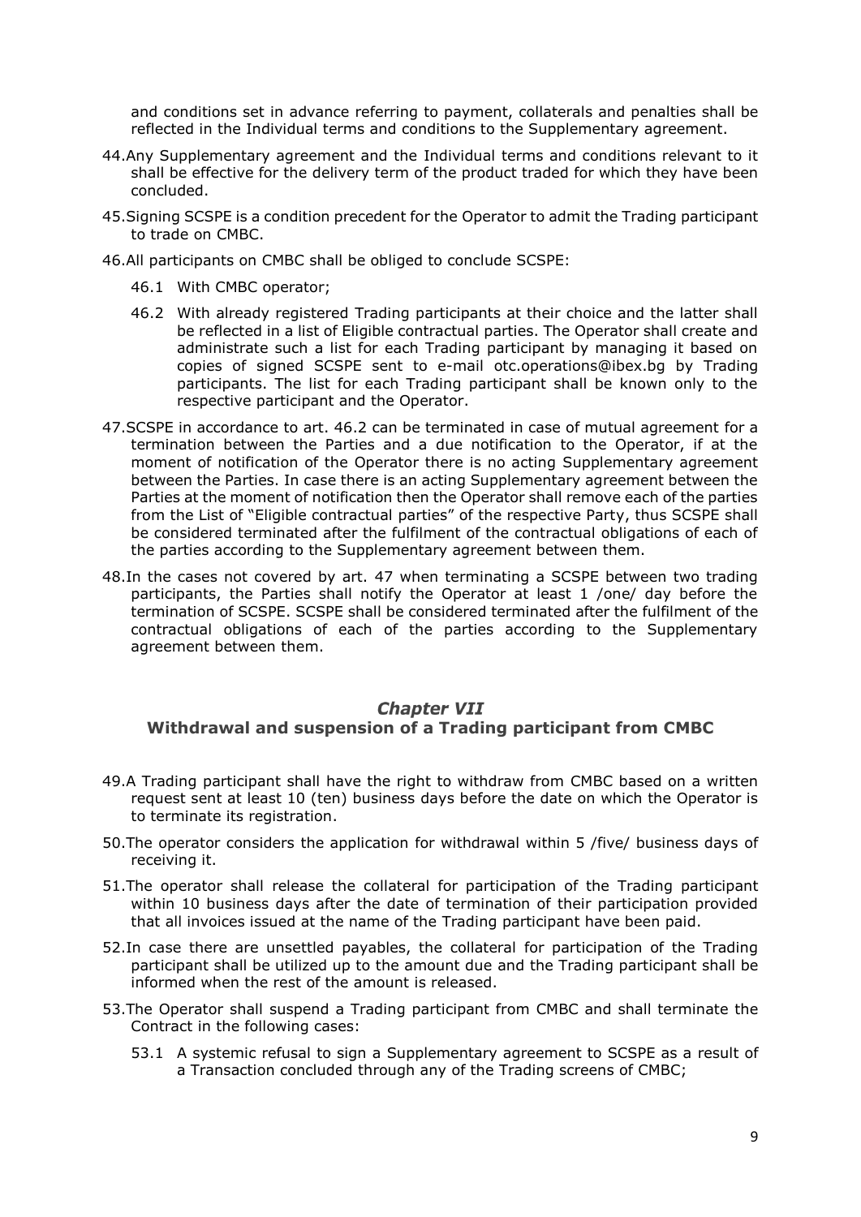and conditions set in advance referring to payment, collaterals and penalties shall be reflected in the Individual terms and conditions to the Supplementary agreement.

44. Any Supplementary agreement and the Individual terms and conditions relevant to it shall be effective for the delivery term of the product traded for which they have been concluded.

45. Signing SCSPE is a condition precedent for the Operator to admit the Trading participant to trade on CMBC.

46. All participants on CMBC shall be obliged to conclude SCSPE:

    46.1 With CMBC operator;

    46.2 With already registered Trading participants at their choice and the latter shall be reflected in a list of Eligible contractual parties. The Operator shall create and administrate such a list for each Trading participant by managing it based on copies of signed SCSPE sent to e-mail otc.operations@ibex.bg by Trading participants. The list for each Trading participant shall be known only to the respective participant and the Operator.

47. SCSPE in accordance to art. 46.2 can be terminated in case of mutual agreement for a termination between the Parties and a due notification to the Operator, if at the moment of notification of the Operator there is no acting Supplementary agreement between the Parties. In case there is an acting Supplementary agreement between the Parties at the moment of notification then the Operator shall remove each of the parties from the List of "Eligible contractual parties" of the respective Party, thus SCSPE shall be considered terminated after the fulfilment of the contractual obligations of each of the parties according to the Supplementary agreement between them.

48. In the cases not covered by art. 47 when terminating a SCSPE between two trading participants, the Parties shall notify the Operator at least 1 /one/ day before the termination of SCSPE. SCSPE shall be considered terminated after the fulfilment of the contractual obligations of each of the parties according to the Supplementary agreement between them.

## *Chapter VII*
## Withdrawal and suspension of a Trading participant from CMBC

49. A Trading participant shall have the right to withdraw from CMBC based on a written request sent at least 10 (ten) business days before the date on which the Operator is to terminate its registration.

50. The operator considers the application for withdrawal within 5 /five/ business days of receiving it.

51. The operator shall release the collateral for participation of the Trading participant within 10 business days after the date of termination of their participation provided that all invoices issued at the name of the Trading participant have been paid.

52. In case there are unsettled payables, the collateral for participation of the Trading participant shall be utilized up to the amount due and the Trading participant shall be informed when the rest of the amount is released.

53. The Operator shall suspend a Trading participant from CMBC and shall terminate the Contract in the following cases:

    53.1 A systemic refusal to sign a Supplementary agreement to SCSPE as a result of a Transaction concluded through any of the Trading screens of CMBC;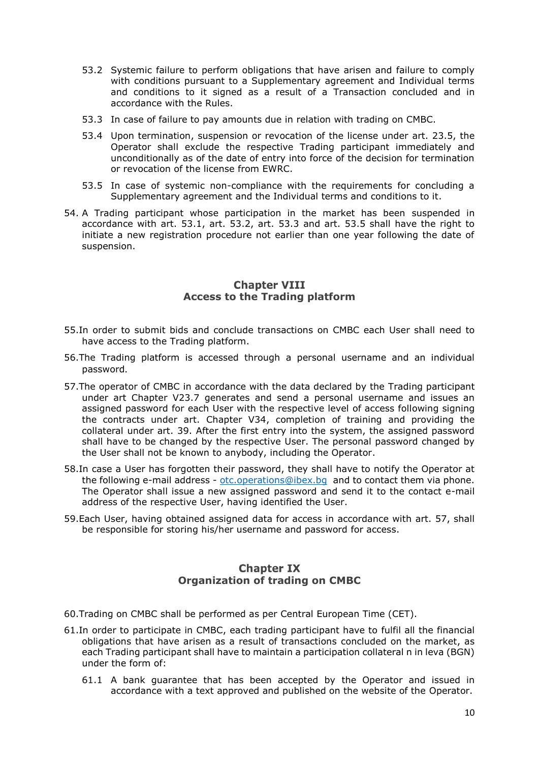53.2 Systemic failure to perform obligations that have arisen and failure to comply with conditions pursuant to a Supplementary agreement and Individual terms and conditions to it signed as a result of a Transaction concluded and in accordance with the Rules.

53.3 In case of failure to pay amounts due in relation with trading on CMBC.

53.4 Upon termination, suspension or revocation of the license under art. 23.5, the Operator shall exclude the respective Trading participant immediately and unconditionally as of the date of entry into force of the decision for termination or revocation of the license from EWRC.

53.5 In case of systemic non-compliance with the requirements for concluding a Supplementary agreement and the Individual terms and conditions to it.

54. A Trading participant whose participation in the market has been suspended in accordance with art. 53.1, art. 53.2, art. 53.3 and art. 53.5 shall have the right to initiate a new registration procedure not earlier than one year following the date of suspension.

## Chapter VIII
## Access to the Trading platform

55. In order to submit bids and conclude transactions on CMBC each User shall need to have access to the Trading platform.

56. The Trading platform is accessed through a personal username and an individual password.

57. The operator of CMBC in accordance with the data declared by the Trading participant under art Chapter V23.7 generates and send a personal username and issues an assigned password for each User with the respective level of access following signing the contracts under art. Chapter V34, completion of training and providing the collateral under art. 39. After the first entry into the system, the assigned password shall have to be changed by the respective User. The personal password changed by the User shall not be known to anybody, including the Operator.

58. In case a User has forgotten their password, they shall have to notify the Operator at the following e-mail address - otc.operations@ibex.bg and to contact them via phone. The Operator shall issue a new assigned password and send it to the contact e-mail address of the respective User, having identified the User.

59. Each User, having obtained assigned data for access in accordance with art. 57, shall be responsible for storing his/her username and password for access.

## Chapter IX
## Organization of trading on CMBC

60. Trading on CMBC shall be performed as per Central European Time (CET).

61. In order to participate in CMBC, each trading participant have to fulfil all the financial obligations that have arisen as a result of transactions concluded on the market, as each Trading participant shall have to maintain a participation collateral n in leva (BGN) under the form of:

61.1 A bank guarantee that has been accepted by the Operator and issued in accordance with a text approved and published on the website of the Operator.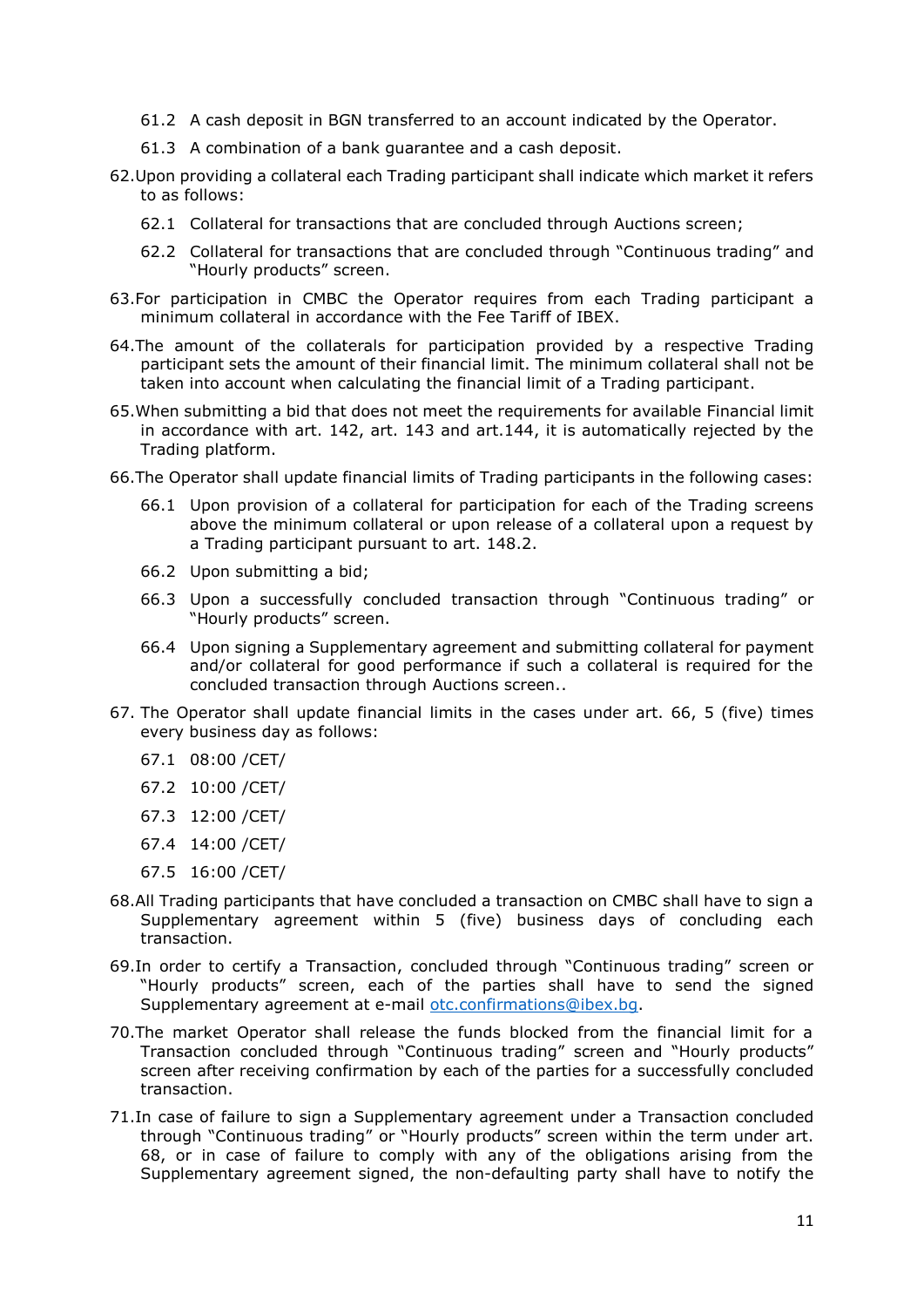61.2 A cash deposit in BGN transferred to an account indicated by the Operator.

61.3 A combination of a bank guarantee and a cash deposit.

62. Upon providing a collateral each Trading participant shall indicate which market it refers to as follows:

    62.1 Collateral for transactions that are concluded through Auctions screen;

    62.2 Collateral for transactions that are concluded through "Continuous trading" and "Hourly products" screen.

63. For participation in CMBC the Operator requires from each Trading participant a minimum collateral in accordance with the Fee Tariff of IBEX.

64. The amount of the collaterals for participation provided by a respective Trading participant sets the amount of their financial limit. The minimum collateral shall not be taken into account when calculating the financial limit of a Trading participant.

65. When submitting a bid that does not meet the requirements for available Financial limit in accordance with art. 142, art. 143 and art.144, it is automatically rejected by the Trading platform.

66. The Operator shall update financial limits of Trading participants in the following cases:

    66.1 Upon provision of a collateral for participation for each of the Trading screens above the minimum collateral or upon release of a collateral upon a request by a Trading participant pursuant to art. 148.2.

    66.2 Upon submitting a bid;

    66.3 Upon a successfully concluded transaction through "Continuous trading" or "Hourly products" screen.

    66.4 Upon signing a Supplementary agreement and submitting collateral for payment and/or collateral for good performance if such a collateral is required for the concluded transaction through Auctions screen..

67. The Operator shall update financial limits in the cases under art. 66, 5 (five) times every business day as follows:

    67.1 08:00 /CET/

    67.2 10:00 /CET/

    67.3 12:00 /CET/

    67.4 14:00 /CET/

    67.5 16:00 /CET/

68. All Trading participants that have concluded a transaction on CMBC shall have to sign a Supplementary agreement within 5 (five) business days of concluding each transaction.

69. In order to certify a Transaction, concluded through "Continuous trading" screen or "Hourly products" screen, each of the parties shall have to send the signed Supplementary agreement at e-mail otc.confirmations@ibex.bg.

70. The market Operator shall release the funds blocked from the financial limit for a Transaction concluded through "Continuous trading" screen and "Hourly products" screen after receiving confirmation by each of the parties for a successfully concluded transaction.

71. In case of failure to sign a Supplementary agreement under a Transaction concluded through "Continuous trading" or "Hourly products" screen within the term under art. 68, or in case of failure to comply with any of the obligations arising from the Supplementary agreement signed, the non-defaulting party shall have to notify the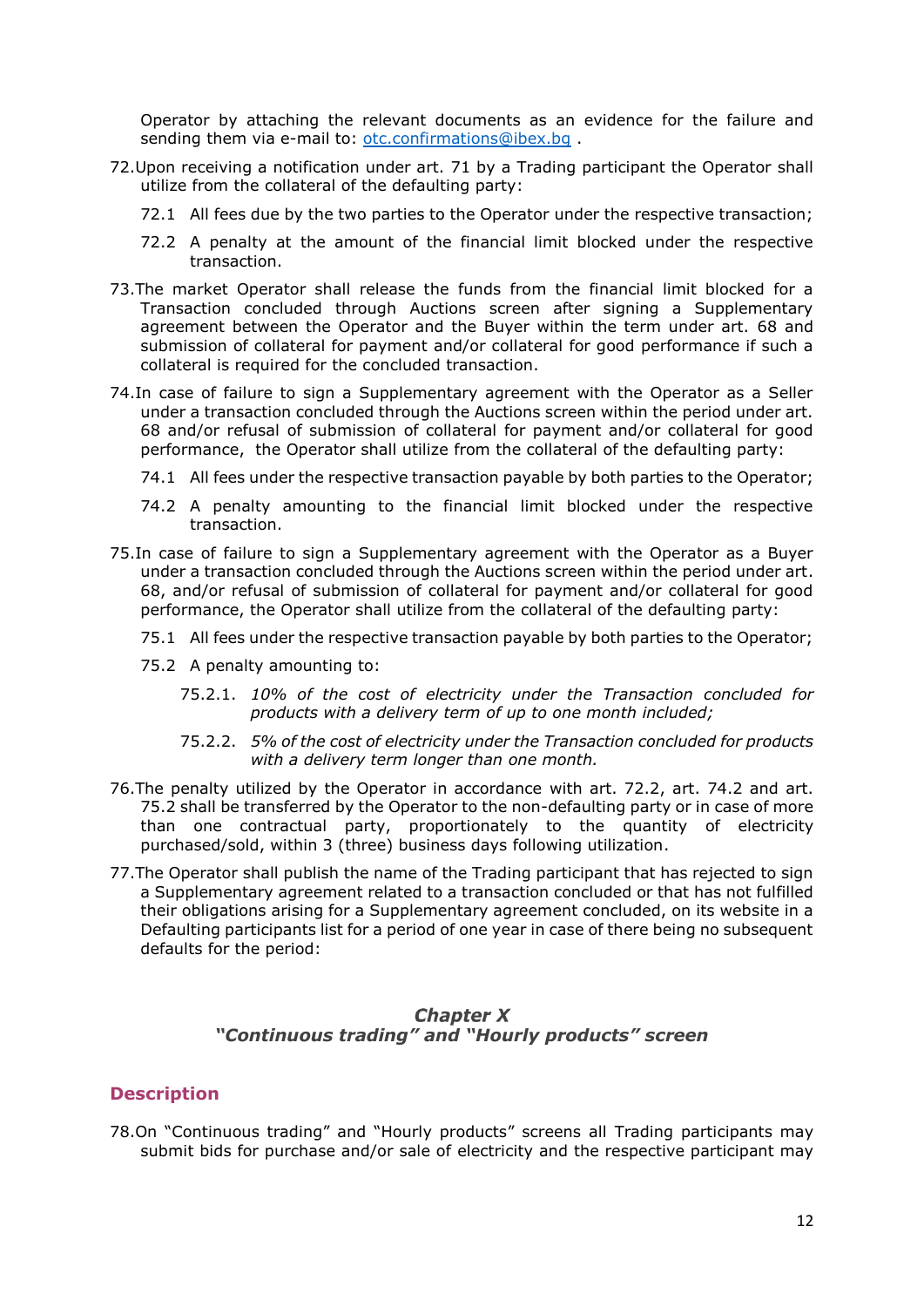Operator by attaching the relevant documents as an evidence for the failure and sending them via e-mail to: otc.confirmations@ibex.bg .

72. Upon receiving a notification under art. 71 by a Trading participant the Operator shall utilize from the collateral of the defaulting party:

    72.1 All fees due by the two parties to the Operator under the respective transaction;

    72.2 A penalty at the amount of the financial limit blocked under the respective transaction.

73. The market Operator shall release the funds from the financial limit blocked for a Transaction concluded through Auctions screen after signing a Supplementary agreement between the Operator and the Buyer within the term under art. 68 and submission of collateral for payment and/or collateral for good performance if such a collateral is required for the concluded transaction.

74. In case of failure to sign a Supplementary agreement with the Operator as a Seller under a transaction concluded through the Auctions screen within the period under art. 68 and/or refusal of submission of collateral for payment and/or collateral for good performance, the Operator shall utilize from the collateral of the defaulting party:

    74.1 All fees under the respective transaction payable by both parties to the Operator;

    74.2 A penalty amounting to the financial limit blocked under the respective transaction.

75. In case of failure to sign a Supplementary agreement with the Operator as a Buyer under a transaction concluded through the Auctions screen within the period under art. 68, and/or refusal of submission of collateral for payment and/or collateral for good performance, the Operator shall utilize from the collateral of the defaulting party:

    75.1 All fees under the respective transaction payable by both parties to the Operator;

    75.2 A penalty amounting to:

    75.2.1. *10% of the cost of electricity under the Transaction concluded for products with a delivery term of up to one month included;*

    75.2.2. *5% of the cost of electricity under the Transaction concluded for products with a delivery term longer than one month.*

76. The penalty utilized by the Operator in accordance with art. 72.2, art. 74.2 and art. 75.2 shall be transferred by the Operator to the non-defaulting party or in case of more than one contractual party, proportionately to the quantity of electricity purchased/sold, within 3 (three) business days following utilization.

77. The Operator shall publish the name of the Trading participant that has rejected to sign a Supplementary agreement related to a transaction concluded or that has not fulfilled their obligations arising for a Supplementary agreement concluded, on its website in a Defaulting participants list for a period of one year in case of there being no subsequent defaults for the period:

## *Chapter X*
## *"Continuous trading" and "Hourly products" screen*

### Description

78. On "Continuous trading" and "Hourly products" screens all Trading participants may submit bids for purchase and/or sale of electricity and the respective participant may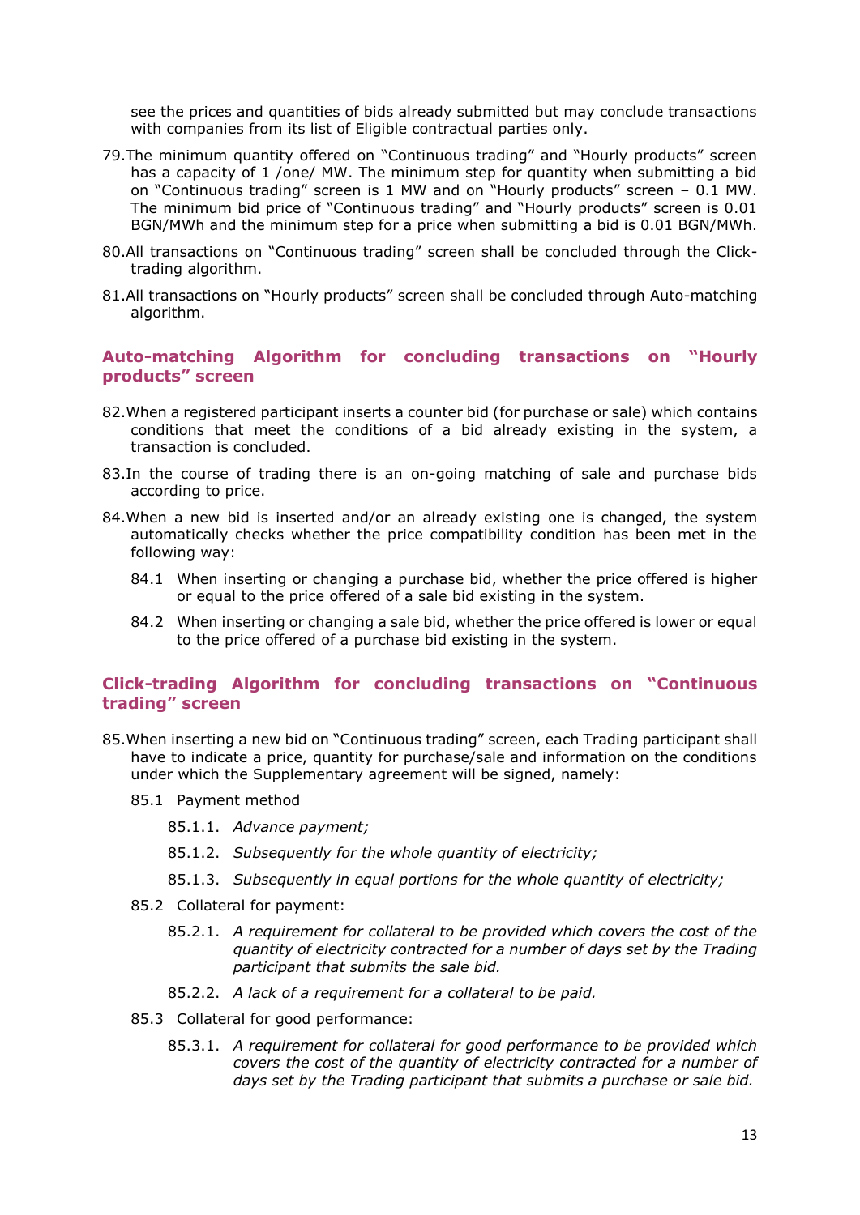see the prices and quantities of bids already submitted but may conclude transactions with companies from its list of Eligible contractual parties only.

79. The minimum quantity offered on "Continuous trading" and "Hourly products" screen has a capacity of 1 /one/ MW. The minimum step for quantity when submitting a bid on "Continuous trading" screen is 1 MW and on "Hourly products" screen – 0.1 MW. The minimum bid price of "Continuous trading" and "Hourly products" screen is 0.01 BGN/MWh and the minimum step for a price when submitting a bid is 0.01 BGN/MWh.

80. All transactions on "Continuous trading" screen shall be concluded through the Click-trading algorithm.

81. All transactions on "Hourly products" screen shall be concluded through Auto-matching algorithm.

## Auto-matching Algorithm for concluding transactions on "Hourly products" screen

82. When a registered participant inserts a counter bid (for purchase or sale) which contains conditions that meet the conditions of a bid already existing in the system, a transaction is concluded.

83. In the course of trading there is an on-going matching of sale and purchase bids according to price.

84. When a new bid is inserted and/or an already existing one is changed, the system automatically checks whether the price compatibility condition has been met in the following way:

    84.1 When inserting or changing a purchase bid, whether the price offered is higher or equal to the price offered of a sale bid existing in the system.

    84.2 When inserting or changing a sale bid, whether the price offered is lower or equal to the price offered of a purchase bid existing in the system.

## Click-trading Algorithm for concluding transactions on "Continuous trading" screen

85. When inserting a new bid on "Continuous trading" screen, each Trading participant shall have to indicate a price, quantity for purchase/sale and information on the conditions under which the Supplementary agreement will be signed, namely:

    85.1 Payment method

        85.1.1. *Advance payment;*

        85.1.2. *Subsequently for the whole quantity of electricity;*

        85.1.3. *Subsequently in equal portions for the whole quantity of electricity;*

    85.2 Collateral for payment:

        85.2.1. *A requirement for collateral to be provided which covers the cost of the quantity of electricity contracted for a number of days set by the Trading participant that submits the sale bid.*

        85.2.2. *A lack of a requirement for a collateral to be paid.*

    85.3 Collateral for good performance:

        85.3.1. *A requirement for collateral for good performance to be provided which covers the cost of the quantity of electricity contracted for a number of days set by the Trading participant that submits a purchase or sale bid.*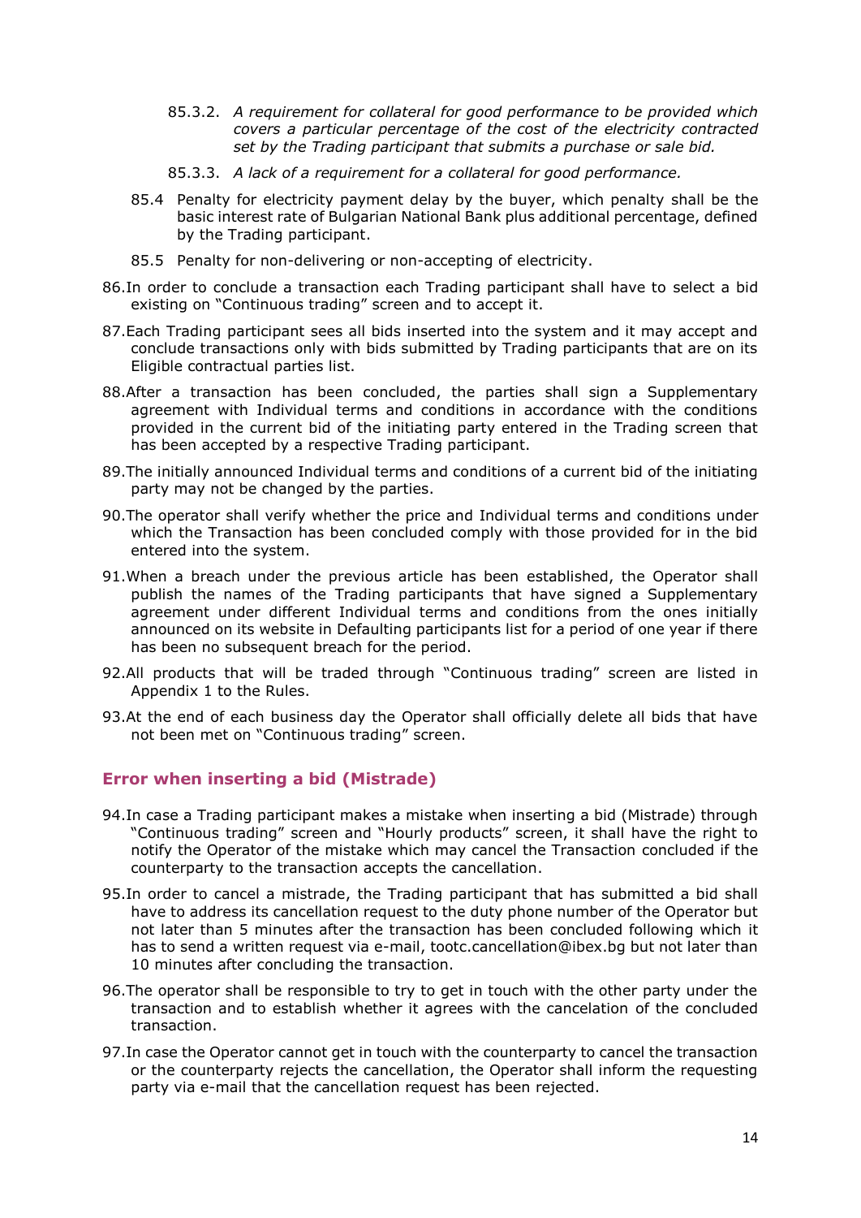85.3.2. *A requirement for collateral for good performance to be provided which covers a particular percentage of the cost of the electricity contracted set by the Trading participant that submits a purchase or sale bid.*

85.3.3. *A lack of a requirement for a collateral for good performance.*

85.4 Penalty for electricity payment delay by the buyer, which penalty shall be the basic interest rate of Bulgarian National Bank plus additional percentage, defined by the Trading participant.

85.5 Penalty for non-delivering or non-accepting of electricity.

86. In order to conclude a transaction each Trading participant shall have to select a bid existing on "Continuous trading" screen and to accept it.

87. Each Trading participant sees all bids inserted into the system and it may accept and conclude transactions only with bids submitted by Trading participants that are on its Eligible contractual parties list.

88. After a transaction has been concluded, the parties shall sign a Supplementary agreement with Individual terms and conditions in accordance with the conditions provided in the current bid of the initiating party entered in the Trading screen that has been accepted by a respective Trading participant.

89. The initially announced Individual terms and conditions of a current bid of the initiating party may not be changed by the parties.

90. The operator shall verify whether the price and Individual terms and conditions under which the Transaction has been concluded comply with those provided for in the bid entered into the system.

91. When a breach under the previous article has been established, the Operator shall publish the names of the Trading participants that have signed a Supplementary agreement under different Individual terms and conditions from the ones initially announced on its website in Defaulting participants list for a period of one year if there has been no subsequent breach for the period.

92. All products that will be traded through "Continuous trading" screen are listed in Appendix 1 to the Rules.

93. At the end of each business day the Operator shall officially delete all bids that have not been met on "Continuous trading" screen.

## Error when inserting a bid (Mistrade)

94. In case a Trading participant makes a mistake when inserting a bid (Mistrade) through "Continuous trading" screen and "Hourly products" screen, it shall have the right to notify the Operator of the mistake which may cancel the Transaction concluded if the counterparty to the transaction accepts the cancellation.

95. In order to cancel a mistrade, the Trading participant that has submitted a bid shall have to address its cancellation request to the duty phone number of the Operator but not later than 5 minutes after the transaction has been concluded following which it has to send a written request via e-mail, tootc.cancellation@ibex.bg but not later than 10 minutes after concluding the transaction.

96. The operator shall be responsible to try to get in touch with the other party under the transaction and to establish whether it agrees with the cancelation of the concluded transaction.

97. In case the Operator cannot get in touch with the counterparty to cancel the transaction or the counterparty rejects the cancellation, the Operator shall inform the requesting party via e-mail that the cancellation request has been rejected.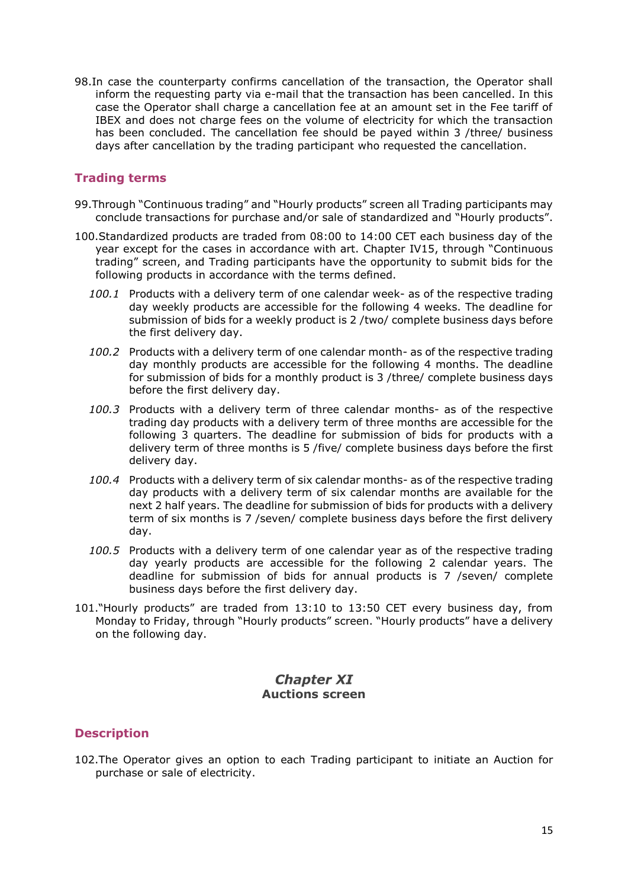98.In case the counterparty confirms cancellation of the transaction, the Operator shall inform the requesting party via e-mail that the transaction has been cancelled. In this case the Operator shall charge a cancellation fee at an amount set in the Fee tariff of IBEX and does not charge fees on the volume of electricity for which the transaction has been concluded. The cancellation fee should be payed within 3 /three/ business days after cancellation by the trading participant who requested the cancellation.

## Trading terms

99.Through "Continuous trading" and "Hourly products" screen all Trading participants may conclude transactions for purchase and/or sale of standardized and "Hourly products".

100.Standardized products are traded from 08:00 to 14:00 CET each business day of the year except for the cases in accordance with art. Chapter IV15, through "Continuous trading" screen, and Trading participants have the opportunity to submit bids for the following products in accordance with the terms defined.

*100.1* Products with a delivery term of one calendar week- as of the respective trading day weekly products are accessible for the following 4 weeks. The deadline for submission of bids for a weekly product is 2 /two/ complete business days before the first delivery day.

*100.2* Products with a delivery term of one calendar month- as of the respective trading day monthly products are accessible for the following 4 months. The deadline for submission of bids for a monthly product is 3 /three/ complete business days before the first delivery day.

*100.3* Products with a delivery term of three calendar months- as of the respective trading day products with a delivery term of three months are accessible for the following 3 quarters. The deadline for submission of bids for products with a delivery term of three months is 5 /five/ complete business days before the first delivery day.

*100.4* Products with a delivery term of six calendar months- as of the respective trading day products with a delivery term of six calendar months are available for the next 2 half years. The deadline for submission of bids for products with a delivery term of six months is 7 /seven/ complete business days before the first delivery day.

*100.5* Products with a delivery term of one calendar year as of the respective trading day yearly products are accessible for the following 2 calendar years. The deadline for submission of bids for annual products is 7 /seven/ complete business days before the first delivery day.

101."Hourly products" are traded from 13:10 to 13:50 CET every business day, from Monday to Friday, through "Hourly products" screen. "Hourly products" have a delivery on the following day.

## *Chapter XI*
## Auctions screen

## Description

102.The Operator gives an option to each Trading participant to initiate an Auction for purchase or sale of electricity.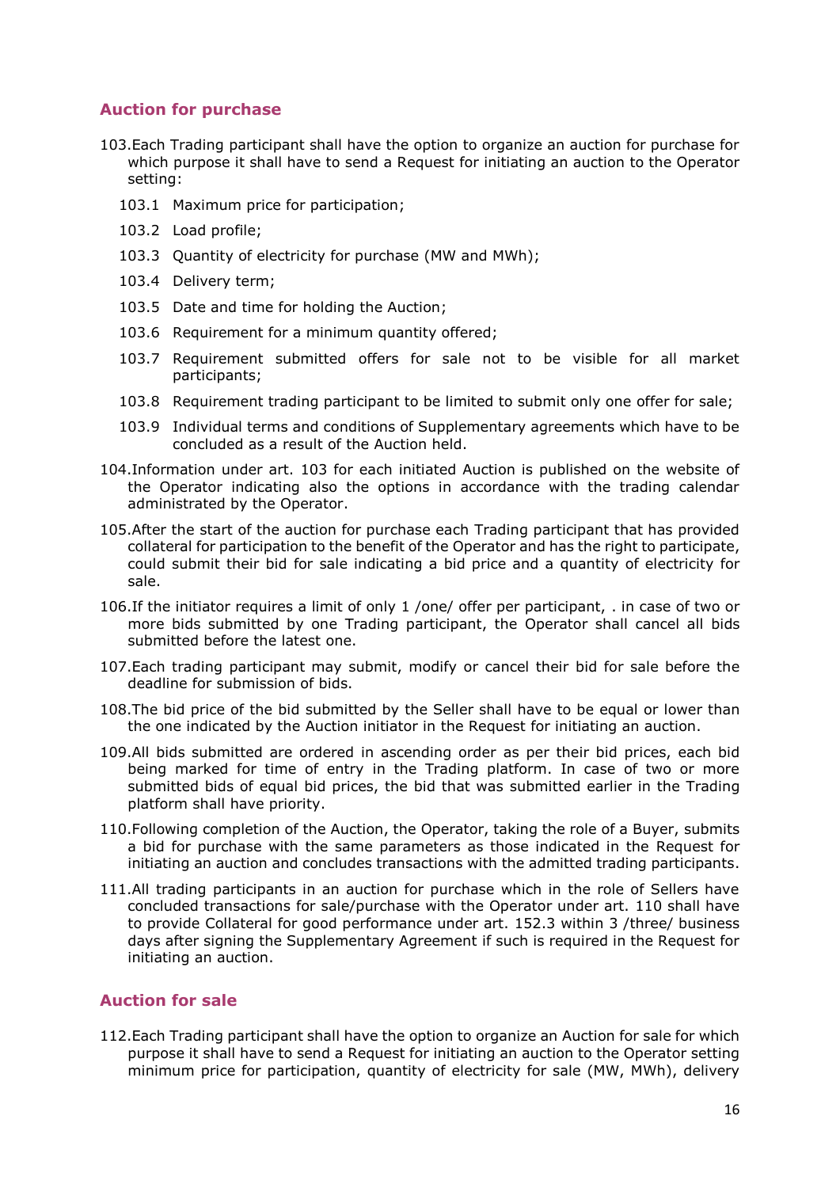## Auction for purchase

103. Each Trading participant shall have the option to organize an auction for purchase for which purpose it shall have to send a Request for initiating an auction to the Operator setting:

   103.1 Maximum price for participation;

   103.2 Load profile;

   103.3 Quantity of electricity for purchase (MW and MWh);

   103.4 Delivery term;

   103.5 Date and time for holding the Auction;

   103.6 Requirement for a minimum quantity offered;

   103.7 Requirement submitted offers for sale not to be visible for all market participants;

   103.8 Requirement trading participant to be limited to submit only one offer for sale;

   103.9 Individual terms and conditions of Supplementary agreements which have to be concluded as a result of the Auction held.

104. Information under art. 103 for each initiated Auction is published on the website of the Operator indicating also the options in accordance with the trading calendar administrated by the Operator.

105. After the start of the auction for purchase each Trading participant that has provided collateral for participation to the benefit of the Operator and has the right to participate, could submit their bid for sale indicating a bid price and a quantity of electricity for sale.

106. If the initiator requires a limit of only 1 /one/ offer per participant, . in case of two or more bids submitted by one Trading participant, the Operator shall cancel all bids submitted before the latest one.

107. Each trading participant may submit, modify or cancel their bid for sale before the deadline for submission of bids.

108. The bid price of the bid submitted by the Seller shall have to be equal or lower than the one indicated by the Auction initiator in the Request for initiating an auction.

109. All bids submitted are ordered in ascending order as per their bid prices, each bid being marked for time of entry in the Trading platform. In case of two or more submitted bids of equal bid prices, the bid that was submitted earlier in the Trading platform shall have priority.

110. Following completion of the Auction, the Operator, taking the role of a Buyer, submits a bid for purchase with the same parameters as those indicated in the Request for initiating an auction and concludes transactions with the admitted trading participants.

111. All trading participants in an auction for purchase which in the role of Sellers have concluded transactions for sale/purchase with the Operator under art. 110 shall have to provide Collateral for good performance under art. 152.3 within 3 /three/ business days after signing the Supplementary Agreement if such is required in the Request for initiating an auction.

## Auction for sale

112. Each Trading participant shall have the option to organize an Auction for sale for which purpose it shall have to send a Request for initiating an auction to the Operator setting minimum price for participation, quantity of electricity for sale (MW, MWh), delivery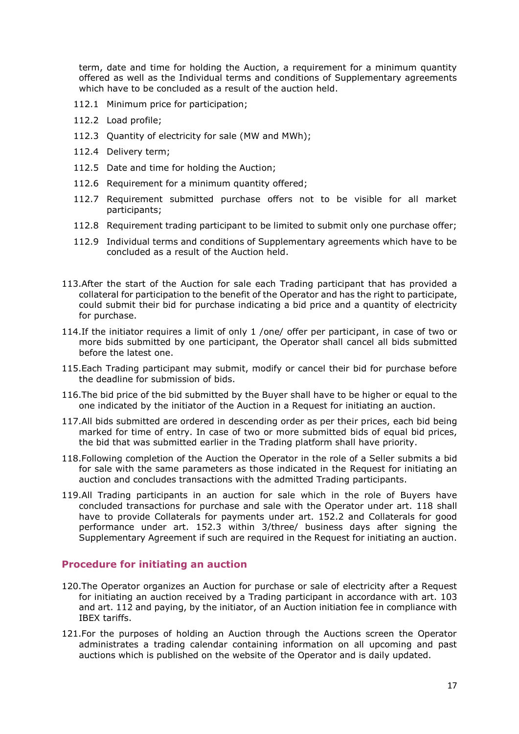term, date and time for holding the Auction, a requirement for a minimum quantity offered as well as the Individual terms and conditions of Supplementary agreements which have to be concluded as a result of the auction held.

112.1 Minimum price for participation;

112.2 Load profile;

112.3 Quantity of electricity for sale (MW and MWh);

112.4 Delivery term;

112.5 Date and time for holding the Auction;

112.6 Requirement for a minimum quantity offered;

112.7 Requirement submitted purchase offers not to be visible for all market participants;

112.8 Requirement trading participant to be limited to submit only one purchase offer;

112.9 Individual terms and conditions of Supplementary agreements which have to be concluded as a result of the Auction held.

113. After the start of the Auction for sale each Trading participant that has provided a collateral for participation to the benefit of the Operator and has the right to participate, could submit their bid for purchase indicating a bid price and a quantity of electricity for purchase.

114. If the initiator requires a limit of only 1 /one/ offer per participant, in case of two or more bids submitted by one participant, the Operator shall cancel all bids submitted before the latest one.

115. Each Trading participant may submit, modify or cancel their bid for purchase before the deadline for submission of bids.

116. The bid price of the bid submitted by the Buyer shall have to be higher or equal to the one indicated by the initiator of the Auction in a Request for initiating an auction.

117. All bids submitted are ordered in descending order as per their prices, each bid being marked for time of entry. In case of two or more submitted bids of equal bid prices, the bid that was submitted earlier in the Trading platform shall have priority.

118. Following completion of the Auction the Operator in the role of a Seller submits a bid for sale with the same parameters as those indicated in the Request for initiating an auction and concludes transactions with the admitted Trading participants.

119. All Trading participants in an auction for sale which in the role of Buyers have concluded transactions for purchase and sale with the Operator under art. 118 shall have to provide Collaterals for payments under art. 152.2 and Collaterals for good performance under art. 152.3 within 3/three/ business days after signing the Supplementary Agreement if such are required in the Request for initiating an auction.

## Procedure for initiating an auction

120. The Operator organizes an Auction for purchase or sale of electricity after a Request for initiating an auction received by a Trading participant in accordance with art. 103 and art. 112 and paying, by the initiator, of an Auction initiation fee in compliance with IBEX tariffs.

121. For the purposes of holding an Auction through the Auctions screen the Operator administrates a trading calendar containing information on all upcoming and past auctions which is published on the website of the Operator and is daily updated.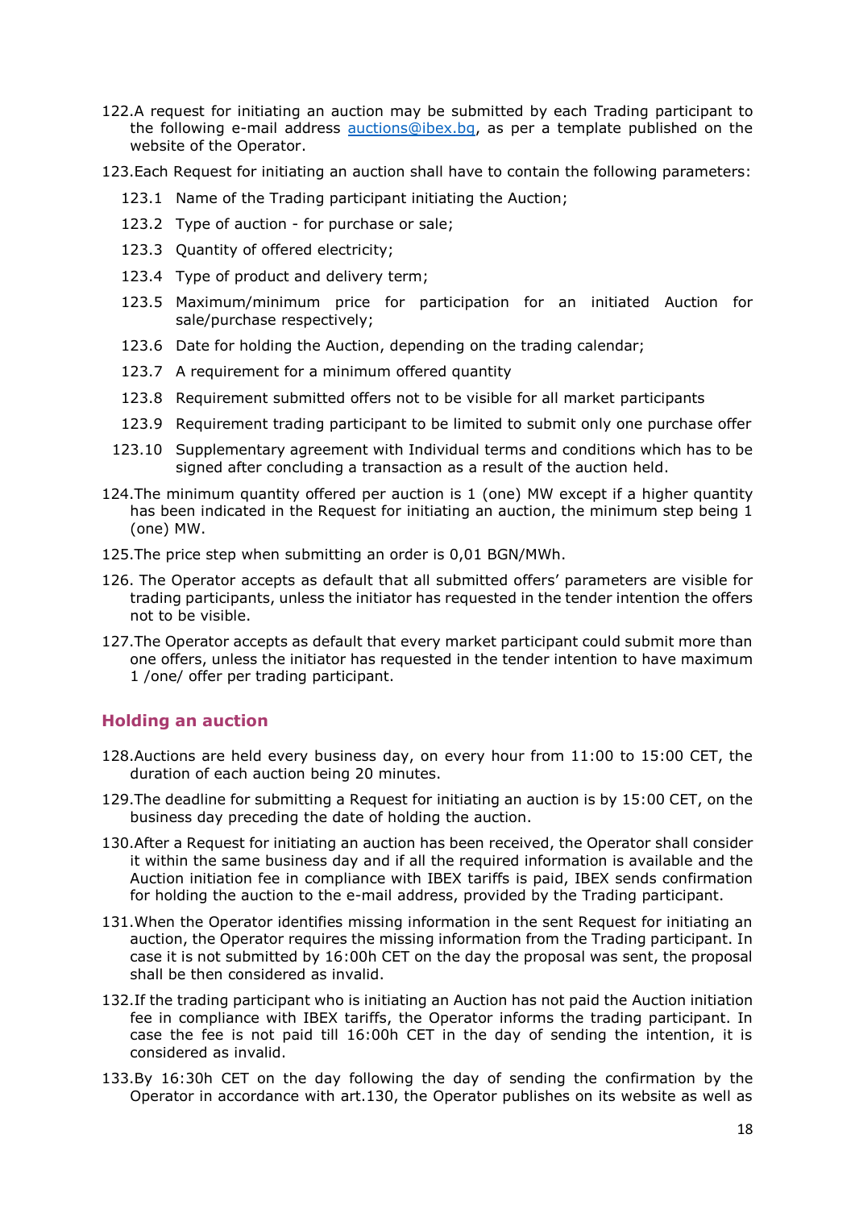122.A request for initiating an auction may be submitted by each Trading participant to the following e-mail address auctions@ibex.bg, as per a template published on the website of the Operator.

123.Each Request for initiating an auction shall have to contain the following parameters:

123.1 Name of the Trading participant initiating the Auction;

123.2 Type of auction - for purchase or sale;

123.3 Quantity of offered electricity;

123.4 Type of product and delivery term;

123.5 Maximum/minimum price for participation for an initiated Auction for sale/purchase respectively;

123.6 Date for holding the Auction, depending on the trading calendar;

123.7 A requirement for a minimum offered quantity

123.8 Requirement submitted offers not to be visible for all market participants

123.9 Requirement trading participant to be limited to submit only one purchase offer

123.10 Supplementary agreement with Individual terms and conditions which has to be signed after concluding a transaction as a result of the auction held.

124.The minimum quantity offered per auction is 1 (one) MW except if a higher quantity has been indicated in the Request for initiating an auction, the minimum step being 1 (one) MW.

125.The price step when submitting an order is 0,01 BGN/MWh.

126. The Operator accepts as default that all submitted offers' parameters are visible for trading participants, unless the initiator has requested in the tender intention the offers not to be visible.

127.The Operator accepts as default that every market participant could submit more than one offers, unless the initiator has requested in the tender intention to have maximum 1 /one/ offer per trading participant.

## Holding an auction

128.Auctions are held every business day, on every hour from 11:00 to 15:00 CET, the duration of each auction being 20 minutes.

129.The deadline for submitting a Request for initiating an auction is by 15:00 CET, on the business day preceding the date of holding the auction.

130.After a Request for initiating an auction has been received, the Operator shall consider it within the same business day and if all the required information is available and the Auction initiation fee in compliance with IBEX tariffs is paid, IBEX sends confirmation for holding the auction to the e-mail address, provided by the Trading participant.

131.When the Operator identifies missing information in the sent Request for initiating an auction, the Operator requires the missing information from the Trading participant. In case it is not submitted by 16:00h CET on the day the proposal was sent, the proposal shall be then considered as invalid.

132.If the trading participant who is initiating an Auction has not paid the Auction initiation fee in compliance with IBEX tariffs, the Operator informs the trading participant. In case the fee is not paid till 16:00h CET in the day of sending the intention, it is considered as invalid.

133.By 16:30h CET on the day following the day of sending the confirmation by the Operator in accordance with art.130, the Operator publishes on its website as well as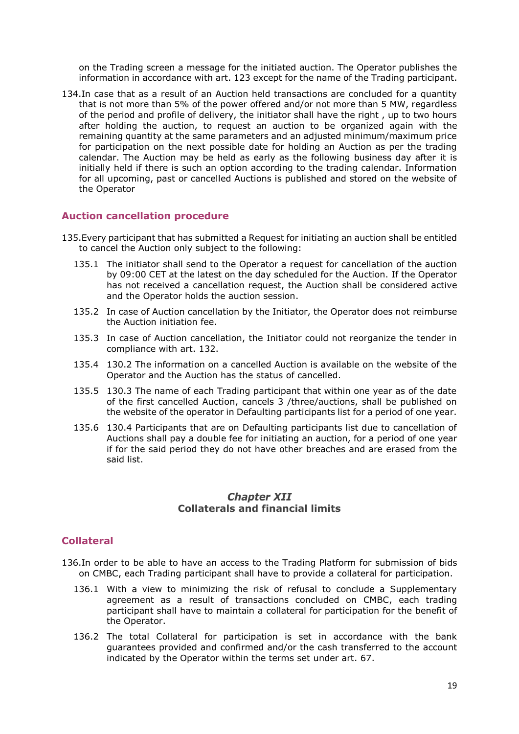on the Trading screen a message for the initiated auction. The Operator publishes the information in accordance with art. 123 except for the name of the Trading participant.

134.In case that as a result of an Auction held transactions are concluded for a quantity that is not more than 5% of the power offered and/or not more than 5 MW, regardless of the period and profile of delivery, the initiator shall have the right , up to two hours after holding the auction, to request an auction to be organized again with the remaining quantity at the same parameters and an adjusted minimum/maximum price for participation on the next possible date for holding an Auction as per the trading calendar. The Auction may be held as early as the following business day after it is initially held if there is such an option according to the trading calendar. Information for all upcoming, past or cancelled Auctions is published and stored on the website of the Operator

## Auction cancellation procedure

135.Every participant that has submitted a Request for initiating an auction shall be entitled to cancel the Auction only subject to the following:

135.1 The initiator shall send to the Operator a request for cancellation of the auction by 09:00 CET at the latest on the day scheduled for the Auction. If the Operator has not received a cancellation request, the Auction shall be considered active and the Operator holds the auction session.

135.2 In case of Auction cancellation by the Initiator, the Operator does not reimburse the Auction initiation fee.

135.3 In case of Auction cancellation, the Initiator could not reorganize the tender in compliance with art. 132.

135.4 130.2 The information on a cancelled Auction is available on the website of the Operator and the Auction has the status of cancelled.

135.5 130.3 The name of each Trading participant that within one year as of the date of the first cancelled Auction, cancels 3 /three/auctions, shall be published on the website of the operator in Defaulting participants list for a period of one year.

135.6 130.4 Participants that are on Defaulting participants list due to cancellation of Auctions shall pay a double fee for initiating an auction, for a period of one year if for the said period they do not have other breaches and are erased from the said list.

# *Chapter XII*
# Collaterals and financial limits

## Collateral

136.In order to be able to have an access to the Trading Platform for submission of bids on CMBC, each Trading participant shall have to provide a collateral for participation.

136.1 With a view to minimizing the risk of refusal to conclude a Supplementary agreement as a result of transactions concluded on CMBC, each trading participant shall have to maintain a collateral for participation for the benefit of the Operator.

136.2 The total Collateral for participation is set in accordance with the bank guarantees provided and confirmed and/or the cash transferred to the account indicated by the Operator within the terms set under art. 67.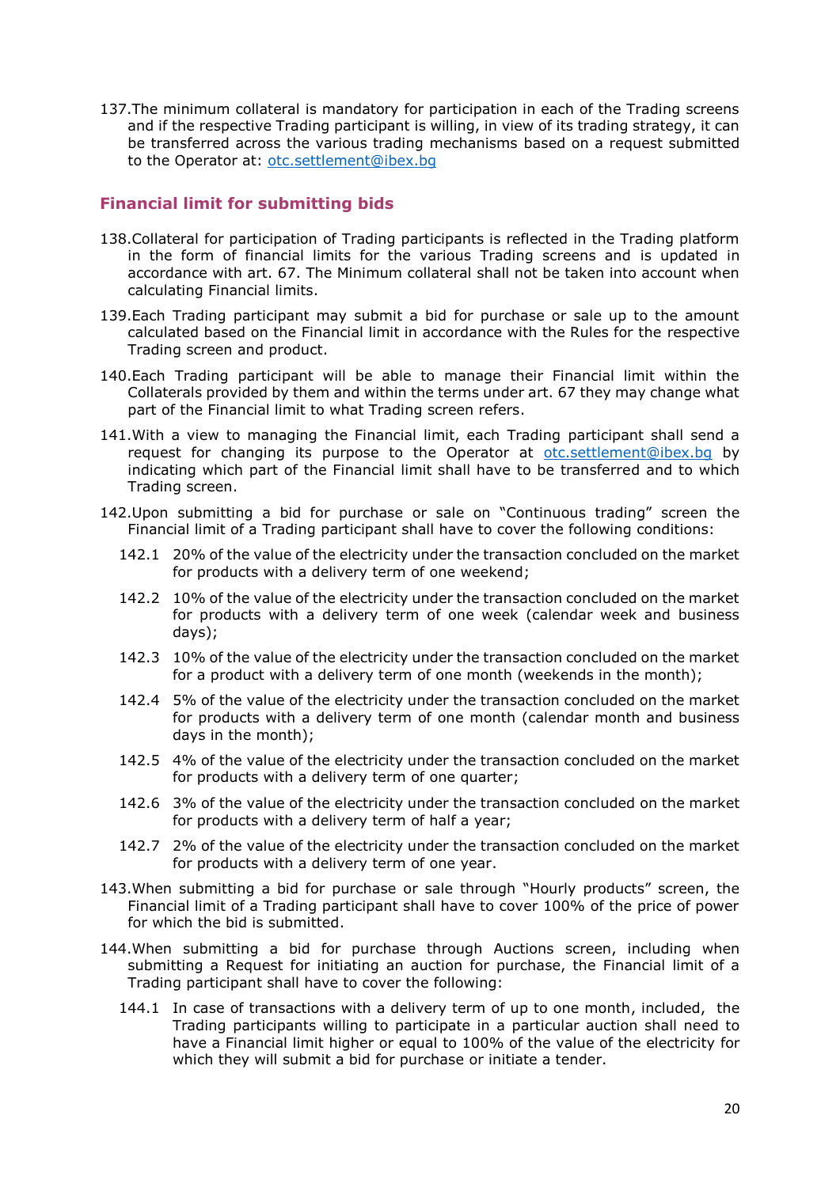137.The minimum collateral is mandatory for participation in each of the Trading screens and if the respective Trading participant is willing, in view of its trading strategy, it can be transferred across the various trading mechanisms based on a request submitted to the Operator at: otc.settlement@ibex.bg

## Financial limit for submitting bids

138.Collateral for participation of Trading participants is reflected in the Trading platform in the form of financial limits for the various Trading screens and is updated in accordance with art. 67. The Minimum collateral shall not be taken into account when calculating Financial limits.

139.Each Trading participant may submit a bid for purchase or sale up to the amount calculated based on the Financial limit in accordance with the Rules for the respective Trading screen and product.

140.Each Trading participant will be able to manage their Financial limit within the Collaterals provided by them and within the terms under art. 67 they may change what part of the Financial limit to what Trading screen refers.

141.With a view to managing the Financial limit, each Trading participant shall send a request for changing its purpose to the Operator at otc.settlement@ibex.bg by indicating which part of the Financial limit shall have to be transferred and to which Trading screen.

142.Upon submitting a bid for purchase or sale on "Continuous trading" screen the Financial limit of a Trading participant shall have to cover the following conditions:

- 142.1 20% of the value of the electricity under the transaction concluded on the market for products with a delivery term of one weekend;
- 142.2 10% of the value of the electricity under the transaction concluded on the market for products with a delivery term of one week (calendar week and business days);
- 142.3 10% of the value of the electricity under the transaction concluded on the market for a product with a delivery term of one month (weekends in the month);
- 142.4 5% of the value of the electricity under the transaction concluded on the market for products with a delivery term of one month (calendar month and business days in the month);
- 142.5 4% of the value of the electricity under the transaction concluded on the market for products with a delivery term of one quarter;
- 142.6 3% of the value of the electricity under the transaction concluded on the market for products with a delivery term of half a year;
- 142.7 2% of the value of the electricity under the transaction concluded on the market for products with a delivery term of one year.

143.When submitting a bid for purchase or sale through "Hourly products" screen, the Financial limit of a Trading participant shall have to cover 100% of the price of power for which the bid is submitted.

144.When submitting a bid for purchase through Auctions screen, including when submitting a Request for initiating an auction for purchase, the Financial limit of a Trading participant shall have to cover the following:

- 144.1 In case of transactions with a delivery term of up to one month, included, the Trading participants willing to participate in a particular auction shall need to have a Financial limit higher or equal to 100% of the value of the electricity for which they will submit a bid for purchase or initiate a tender.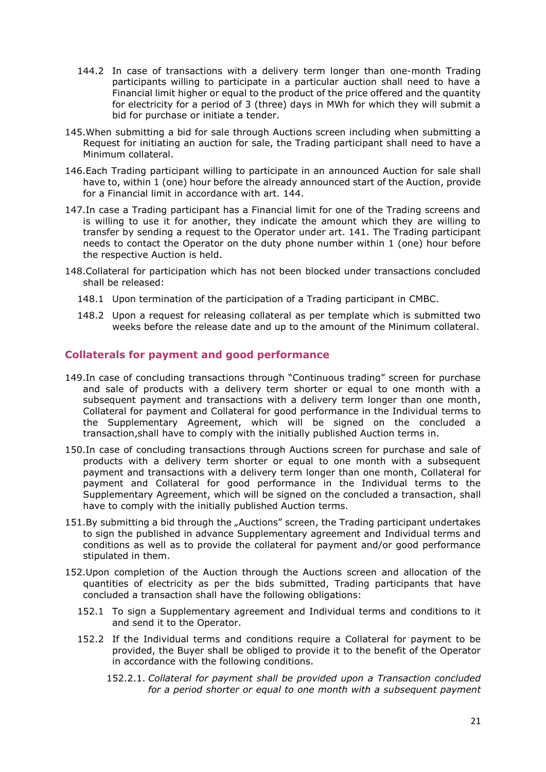144.2 In case of transactions with a delivery term longer than one-month Trading participants willing to participate in a particular auction shall need to have a Financial limit higher or equal to the product of the price offered and the quantity for electricity for a period of 3 (three) days in MWh for which they will submit a bid for purchase or initiate a tender.

145.When submitting a bid for sale through Auctions screen including when submitting a Request for initiating an auction for sale, the Trading participant shall need to have a Minimum collateral.

146.Each Trading participant willing to participate in an announced Auction for sale shall have to, within 1 (one) hour before the already announced start of the Auction, provide for a Financial limit in accordance with art. 144.

147.In case a Trading participant has a Financial limit for one of the Trading screens and is willing to use it for another, they indicate the amount which they are willing to transfer by sending a request to the Operator under art. 141. The Trading participant needs to contact the Operator on the duty phone number within 1 (one) hour before the respective Auction is held.

148.Collateral for participation which has not been blocked under transactions concluded shall be released:

148.1 Upon termination of the participation of a Trading participant in CMBC.

148.2 Upon a request for releasing collateral as per template which is submitted two weeks before the release date and up to the amount of the Minimum collateral.

## Collaterals for payment and good performance

149.In case of concluding transactions through "Continuous trading" screen for purchase and sale of products with a delivery term shorter or equal to one month with a subsequent payment and transactions with a delivery term longer than one month, Collateral for payment and Collateral for good performance in the Individual terms to the Supplementary Agreement, which will be signed on the concluded a transaction,shall have to comply with the initially published Auction terms in.

150.In case of concluding transactions through Auctions screen for purchase and sale of products with a delivery term shorter or equal to one month with a subsequent payment and transactions with a delivery term longer than one month, Collateral for payment and Collateral for good performance in the Individual terms to the Supplementary Agreement, which will be signed on the concluded a transaction, shall have to comply with the initially published Auction terms.

151.By submitting a bid through the „Auctions" screen, the Trading participant undertakes to sign the published in advance Supplementary agreement and Individual terms and conditions as well as to provide the collateral for payment and/or good performance stipulated in them.

152.Upon completion of the Auction through the Auctions screen and allocation of the quantities of electricity as per the bids submitted, Trading participants that have concluded a transaction shall have the following obligations:

152.1 To sign a Supplementary agreement and Individual terms and conditions to it and send it to the Operator.

152.2 If the Individual terms and conditions require a Collateral for payment to be provided, the Buyer shall be obliged to provide it to the benefit of the Operator in accordance with the following conditions.

152.2.1. *Collateral for payment shall be provided upon a Transaction concluded for a period shorter or equal to one month with a subsequent payment*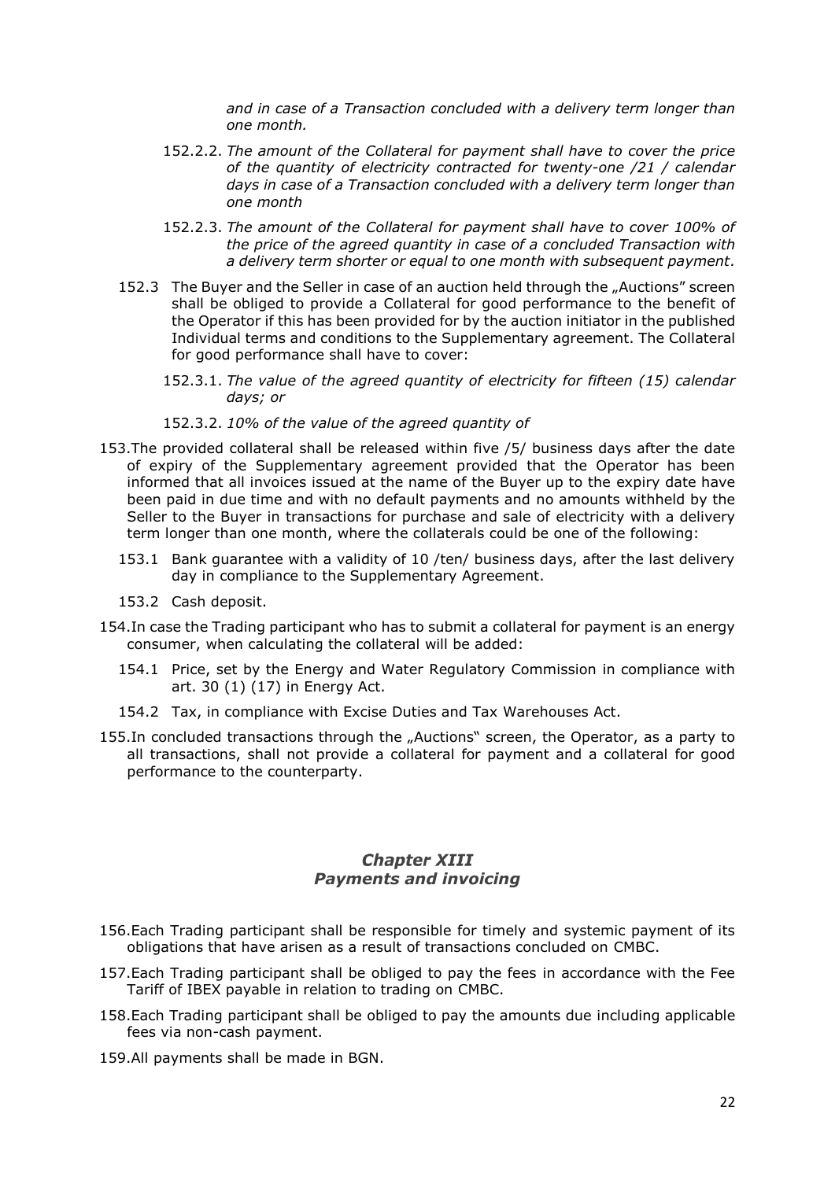*and in case of a Transaction concluded with a delivery term longer than one month.*

152.2.2. *The amount of the Collateral for payment shall have to cover the price of the quantity of electricity contracted for twenty-one /21 / calendar days in case of a Transaction concluded with a delivery term longer than one month*

152.2.3. *The amount of the Collateral for payment shall have to cover 100% of the price of the agreed quantity in case of a concluded Transaction with a delivery term shorter or equal to one month with subsequent payment.*

152.3 The Buyer and the Seller in case of an auction held through the „Auctions" screen shall be obliged to provide a Collateral for good performance to the benefit of the Operator if this has been provided for by the auction initiator in the published Individual terms and conditions to the Supplementary agreement. The Collateral for good performance shall have to cover:

152.3.1. *The value of the agreed quantity of electricity for fifteen (15) calendar days; or*

152.3.2. *10% of the value of the agreed quantity of*

153. The provided collateral shall be released within five /5/ business days after the date of expiry of the Supplementary agreement provided that the Operator has been informed that all invoices issued at the name of the Buyer up to the expiry date have been paid in due time and with no default payments and no amounts withheld by the Seller to the Buyer in transactions for purchase and sale of electricity with a delivery term longer than one month, where the collaterals could be one of the following:

153.1 Bank guarantee with a validity of 10 /ten/ business days, after the last delivery day in compliance to the Supplementary Agreement.

153.2 Cash deposit.

154. In case the Trading participant who has to submit a collateral for payment is an energy consumer, when calculating the collateral will be added:

154.1 Price, set by the Energy and Water Regulatory Commission in compliance with art. 30 (1) (17) in Energy Act.

154.2 Tax, in compliance with Excise Duties and Tax Warehouses Act.

155. In concluded transactions through the „Auctions" screen, the Operator, as a party to all transactions, shall not provide a collateral for payment and a collateral for good performance to the counterparty.

## *Chapter XIII*
## *Payments and invoicing*

156. Each Trading participant shall be responsible for timely and systemic payment of its obligations that have arisen as a result of transactions concluded on CMBC.

157. Each Trading participant shall be obliged to pay the fees in accordance with the Fee Tariff of IBEX payable in relation to trading on CMBC.

158. Each Trading participant shall be obliged to pay the amounts due including applicable fees via non-cash payment.

159. All payments shall be made in BGN.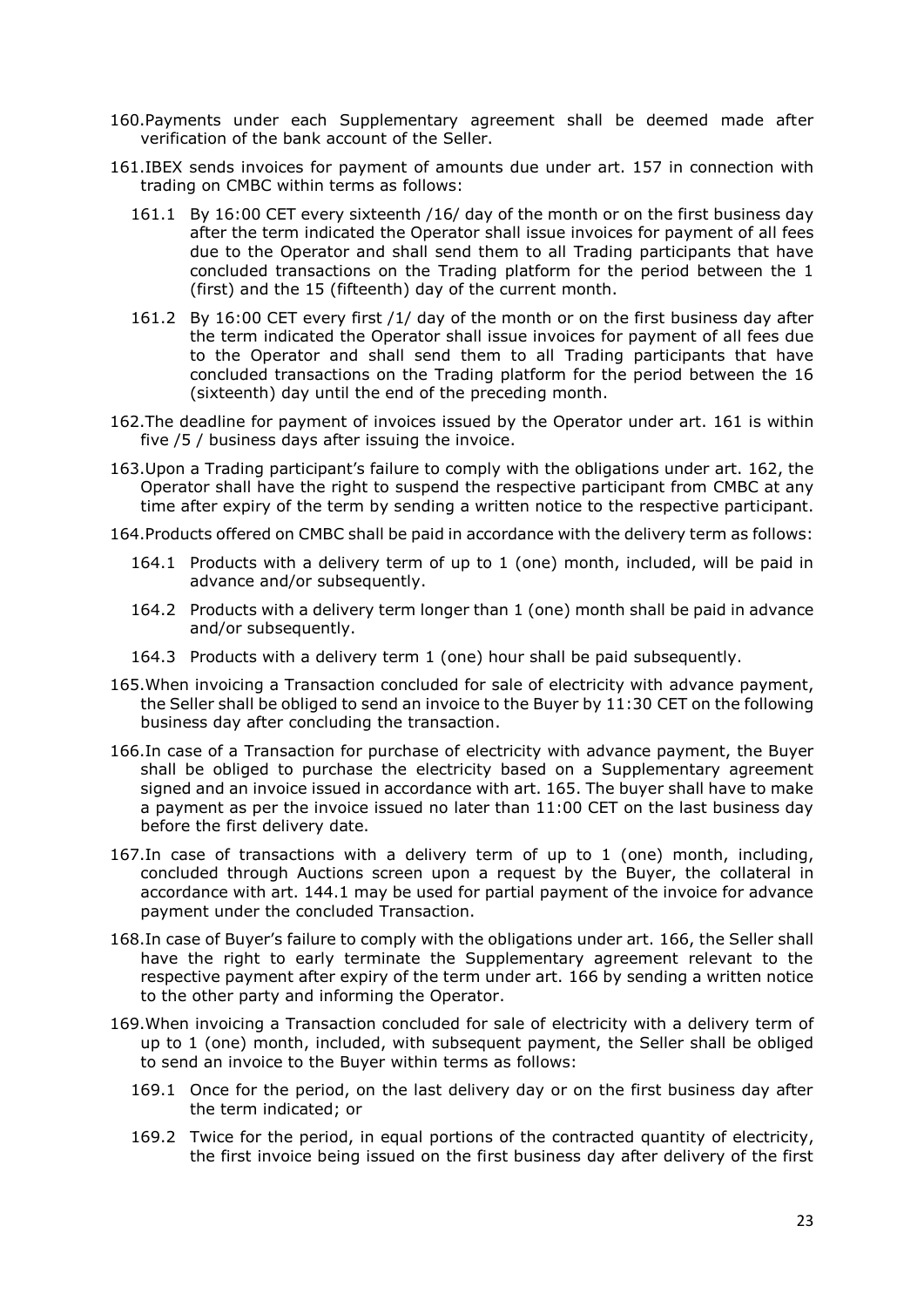160. Payments under each Supplementary agreement shall be deemed made after verification of the bank account of the Seller.

161. IBEX sends invoices for payment of amounts due under art. 157 in connection with trading on CMBC within terms as follows:

 161.1 By 16:00 CET every sixteenth /16/ day of the month or on the first business day after the term indicated the Operator shall issue invoices for payment of all fees due to the Operator and shall send them to all Trading participants that have concluded transactions on the Trading platform for the period between the 1 (first) and the 15 (fifteenth) day of the current month.

 161.2 By 16:00 CET every first /1/ day of the month or on the first business day after the term indicated the Operator shall issue invoices for payment of all fees due to the Operator and shall send them to all Trading participants that have concluded transactions on the Trading platform for the period between the 16 (sixteenth) day until the end of the preceding month.

162. The deadline for payment of invoices issued by the Operator under art. 161 is within five /5 / business days after issuing the invoice.

163. Upon a Trading participant's failure to comply with the obligations under art. 162, the Operator shall have the right to suspend the respective participant from CMBC at any time after expiry of the term by sending a written notice to the respective participant.

164. Products offered on CMBC shall be paid in accordance with the delivery term as follows:

 164.1 Products with a delivery term of up to 1 (one) month, included, will be paid in advance and/or subsequently.

 164.2 Products with a delivery term longer than 1 (one) month shall be paid in advance and/or subsequently.

 164.3 Products with a delivery term 1 (one) hour shall be paid subsequently.

165. When invoicing a Transaction concluded for sale of electricity with advance payment, the Seller shall be obliged to send an invoice to the Buyer by 11:30 CET on the following business day after concluding the transaction.

166. In case of a Transaction for purchase of electricity with advance payment, the Buyer shall be obliged to purchase the electricity based on a Supplementary agreement signed and an invoice issued in accordance with art. 165. The buyer shall have to make a payment as per the invoice issued no later than 11:00 CET on the last business day before the first delivery date.

167. In case of transactions with a delivery term of up to 1 (one) month, including, concluded through Auctions screen upon a request by the Buyer, the collateral in accordance with art. 144.1 may be used for partial payment of the invoice for advance payment under the concluded Transaction.

168. In case of Buyer's failure to comply with the obligations under art. 166, the Seller shall have the right to early terminate the Supplementary agreement relevant to the respective payment after expiry of the term under art. 166 by sending a written notice to the other party and informing the Operator.

169. When invoicing a Transaction concluded for sale of electricity with a delivery term of up to 1 (one) month, included, with subsequent payment, the Seller shall be obliged to send an invoice to the Buyer within terms as follows:

 169.1 Once for the period, on the last delivery day or on the first business day after the term indicated; or

 169.2 Twice for the period, in equal portions of the contracted quantity of electricity, the first invoice being issued on the first business day after delivery of the first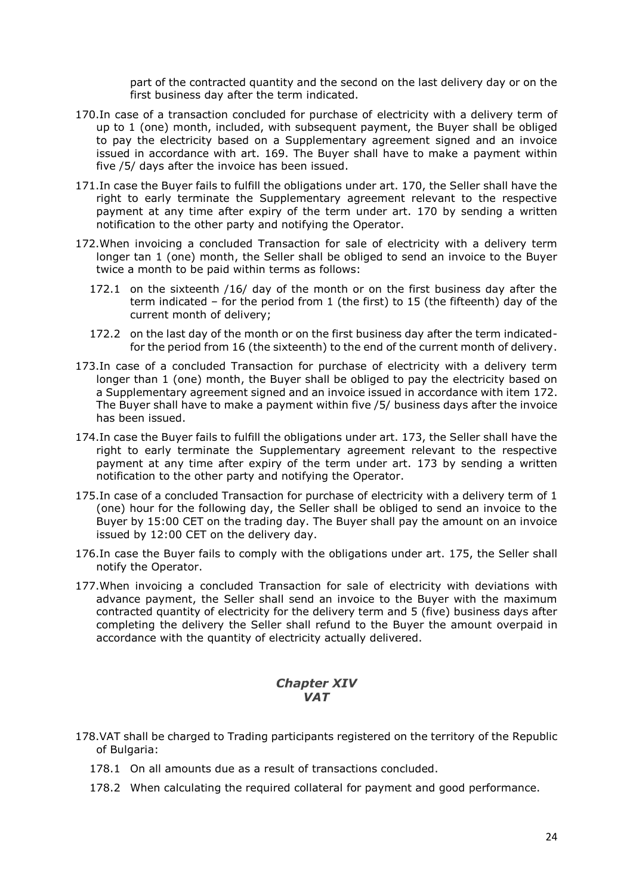part of the contracted quantity and the second on the last delivery day or on the first business day after the term indicated.

170. In case of a transaction concluded for purchase of electricity with a delivery term of up to 1 (one) month, included, with subsequent payment, the Buyer shall be obliged to pay the electricity based on a Supplementary agreement signed and an invoice issued in accordance with art. 169. The Buyer shall have to make a payment within five /5/ days after the invoice has been issued.

171. In case the Buyer fails to fulfill the obligations under art. 170, the Seller shall have the right to early terminate the Supplementary agreement relevant to the respective payment at any time after expiry of the term under art. 170 by sending a written notification to the other party and notifying the Operator.

172. When invoicing a concluded Transaction for sale of electricity with a delivery term longer tan 1 (one) month, the Seller shall be obliged to send an invoice to the Buyer twice a month to be paid within terms as follows:

   172.1 on the sixteenth /16/ day of the month or on the first business day after the term indicated – for the period from 1 (the first) to 15 (the fifteenth) day of the current month of delivery;

   172.2 on the last day of the month or on the first business day after the term indicated- for the period from 16 (the sixteenth) to the end of the current month of delivery.

173. In case of a concluded Transaction for purchase of electricity with a delivery term longer than 1 (one) month, the Buyer shall be obliged to pay the electricity based on a Supplementary agreement signed and an invoice issued in accordance with item 172. The Buyer shall have to make a payment within five /5/ business days after the invoice has been issued.

174. In case the Buyer fails to fulfill the obligations under art. 173, the Seller shall have the right to early terminate the Supplementary agreement relevant to the respective payment at any time after expiry of the term under art. 173 by sending a written notification to the other party and notifying the Operator.

175. In case of a concluded Transaction for purchase of electricity with a delivery term of 1 (one) hour for the following day, the Seller shall be obliged to send an invoice to the Buyer by 15:00 CET on the trading day. The Buyer shall pay the amount on an invoice issued by 12:00 CET on the delivery day.

176. In case the Buyer fails to comply with the obligations under art. 175, the Seller shall notify the Operator.

177. When invoicing a concluded Transaction for sale of electricity with deviations with advance payment, the Seller shall send an invoice to the Buyer with the maximum contracted quantity of electricity for the delivery term and 5 (five) business days after completing the delivery the Seller shall refund to the Buyer the amount overpaid in accordance with the quantity of electricity actually delivered.

## *Chapter XIV*
## *VAT*

178. VAT shall be charged to Trading participants registered on the territory of the Republic of Bulgaria:

   178.1 On all amounts due as a result of transactions concluded.

   178.2 When calculating the required collateral for payment and good performance.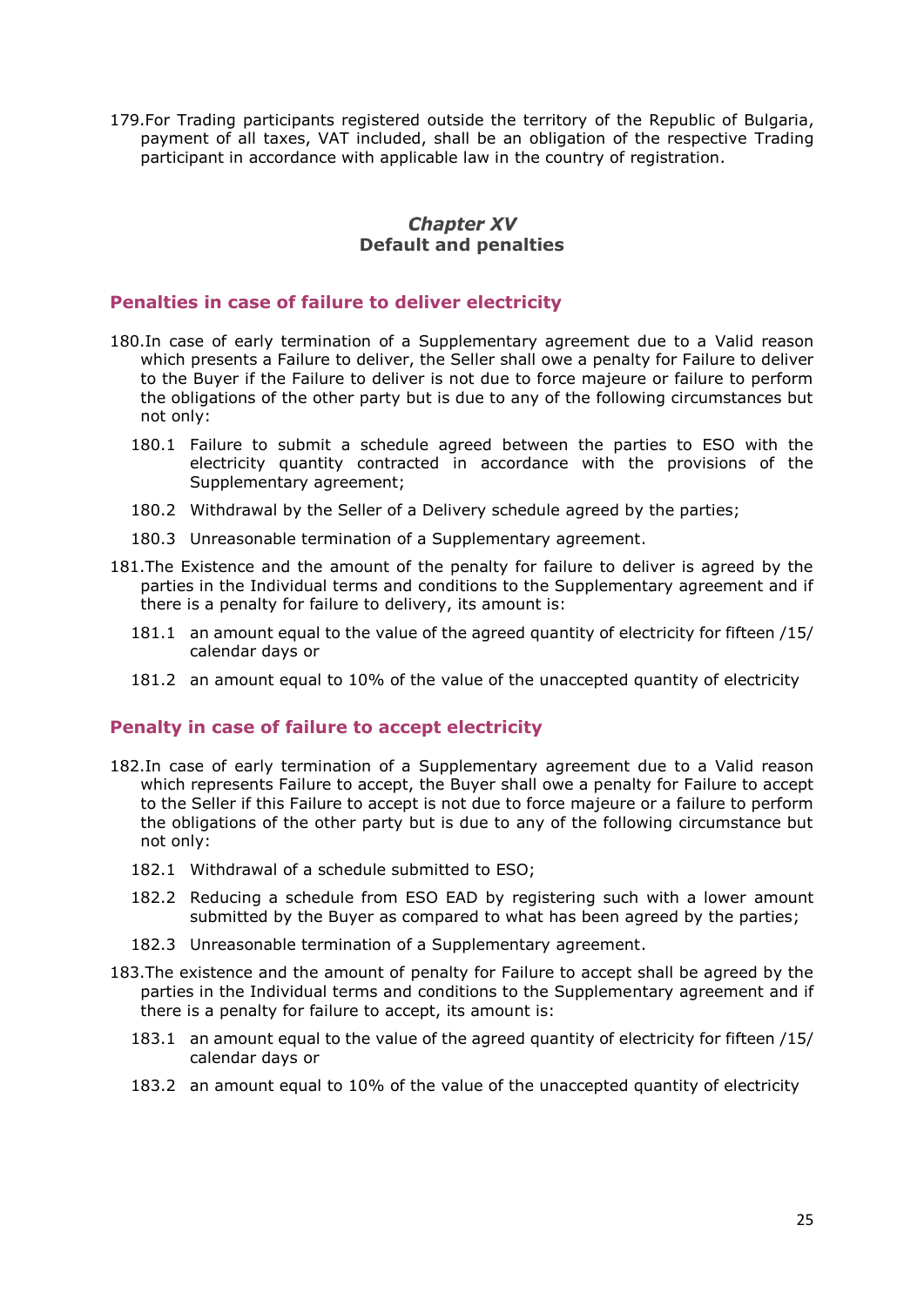179. For Trading participants registered outside the territory of the Republic of Bulgaria, payment of all taxes, VAT included, shall be an obligation of the respective Trading participant in accordance with applicable law in the country of registration.

## *Chapter XV*
## **Default and penalties**

### Penalties in case of failure to deliver electricity

180. In case of early termination of a Supplementary agreement due to a Valid reason which presents a Failure to deliver, the Seller shall owe a penalty for Failure to deliver to the Buyer if the Failure to deliver is not due to force majeure or failure to perform the obligations of the other party but is due to any of the following circumstances but not only:

    180.1 Failure to submit a schedule agreed between the parties to ESO with the electricity quantity contracted in accordance with the provisions of the Supplementary agreement;

    180.2 Withdrawal by the Seller of a Delivery schedule agreed by the parties;

    180.3 Unreasonable termination of a Supplementary agreement.

181. The Existence and the amount of the penalty for failure to deliver is agreed by the parties in the Individual terms and conditions to the Supplementary agreement and if there is a penalty for failure to delivery, its amount is:

    181.1 an amount equal to the value of the agreed quantity of electricity for fifteen /15/ calendar days or

    181.2 an amount equal to 10% of the value of the unaccepted quantity of electricity

### Penalty in case of failure to accept electricity

182. In case of early termination of a Supplementary agreement due to a Valid reason which represents Failure to accept, the Buyer shall owe a penalty for Failure to accept to the Seller if this Failure to accept is not due to force majeure or a failure to perform the obligations of the other party but is due to any of the following circumstance but not only:

    182.1 Withdrawal of a schedule submitted to ESO;

    182.2 Reducing a schedule from ESO EAD by registering such with a lower amount submitted by the Buyer as compared to what has been agreed by the parties;

    182.3 Unreasonable termination of a Supplementary agreement.

183. The existence and the amount of penalty for Failure to accept shall be agreed by the parties in the Individual terms and conditions to the Supplementary agreement and if there is a penalty for failure to accept, its amount is:

    183.1 an amount equal to the value of the agreed quantity of electricity for fifteen /15/ calendar days or

    183.2 an amount equal to 10% of the value of the unaccepted quantity of electricity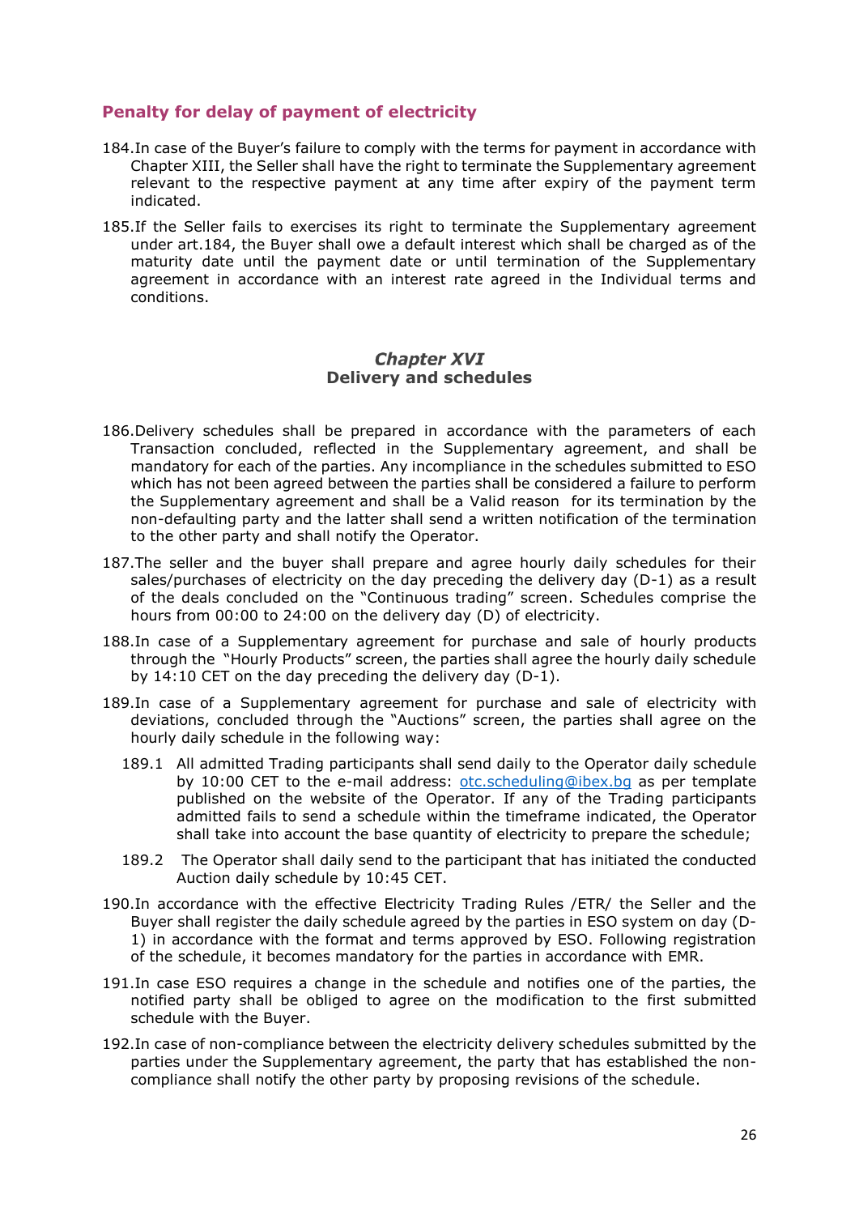### Penalty for delay of payment of electricity

184. In case of the Buyer's failure to comply with the terms for payment in accordance with Chapter XIII, the Seller shall have the right to terminate the Supplementary agreement relevant to the respective payment at any time after expiry of the payment term indicated.

185. If the Seller fails to exercises its right to terminate the Supplementary agreement under art.184, the Buyer shall owe a default interest which shall be charged as of the maturity date until the payment date or until termination of the Supplementary agreement in accordance with an interest rate agreed in the Individual terms and conditions.

## *Chapter XVI*
## Delivery and schedules

186. Delivery schedules shall be prepared in accordance with the parameters of each Transaction concluded, reflected in the Supplementary agreement, and shall be mandatory for each of the parties. Any incompliance in the schedules submitted to ESO which has not been agreed between the parties shall be considered a failure to perform the Supplementary agreement and shall be a Valid reason for its termination by the non-defaulting party and the latter shall send a written notification of the termination to the other party and shall notify the Operator.

187. The seller and the buyer shall prepare and agree hourly daily schedules for their sales/purchases of electricity on the day preceding the delivery day (D-1) as a result of the deals concluded on the "Continuous trading" screen. Schedules comprise the hours from 00:00 to 24:00 on the delivery day (D) of electricity.

188. In case of a Supplementary agreement for purchase and sale of hourly products through the "Hourly Products" screen, the parties shall agree the hourly daily schedule by 14:10 CET on the day preceding the delivery day (D-1).

189. In case of a Supplementary agreement for purchase and sale of electricity with deviations, concluded through the "Auctions" screen, the parties shall agree on the hourly daily schedule in the following way:

    189.1 All admitted Trading participants shall send daily to the Operator daily schedule by 10:00 CET to the e-mail address: otc.scheduling@ibex.bg as per template published on the website of the Operator. If any of the Trading participants admitted fails to send a schedule within the timeframe indicated, the Operator shall take into account the base quantity of electricity to prepare the schedule;

    189.2 The Operator shall daily send to the participant that has initiated the conducted Auction daily schedule by 10:45 CET.

190. In accordance with the effective Electricity Trading Rules /ETR/ the Seller and the Buyer shall register the daily schedule agreed by the parties in ESO system on day (D-1) in accordance with the format and terms approved by ESO. Following registration of the schedule, it becomes mandatory for the parties in accordance with EMR.

191. In case ESO requires a change in the schedule and notifies one of the parties, the notified party shall be obliged to agree on the modification to the first submitted schedule with the Buyer.

192. In case of non-compliance between the electricity delivery schedules submitted by the parties under the Supplementary agreement, the party that has established the non-compliance shall notify the other party by proposing revisions of the schedule.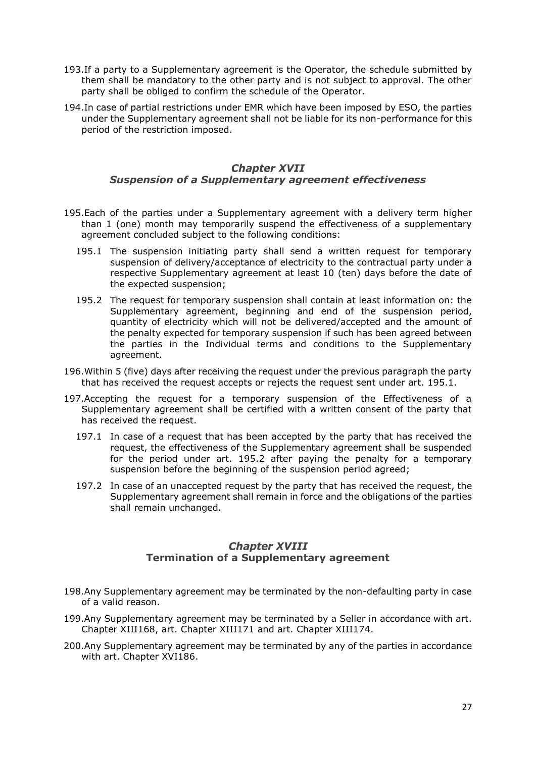193. If a party to a Supplementary agreement is the Operator, the schedule submitted by them shall be mandatory to the other party and is not subject to approval. The other party shall be obliged to confirm the schedule of the Operator.

194. In case of partial restrictions under EMR which have been imposed by ESO, the parties under the Supplementary agreement shall not be liable for its non-performance for this period of the restriction imposed.

## *Chapter XVII*
## *Suspension of a Supplementary agreement effectiveness*

195. Each of the parties under a Supplementary agreement with a delivery term higher than 1 (one) month may temporarily suspend the effectiveness of a supplementary agreement concluded subject to the following conditions:

    195.1 The suspension initiating party shall send a written request for temporary suspension of delivery/acceptance of electricity to the contractual party under a respective Supplementary agreement at least 10 (ten) days before the date of the expected suspension;

    195.2 The request for temporary suspension shall contain at least information on: the Supplementary agreement, beginning and end of the suspension period, quantity of electricity which will not be delivered/accepted and the amount of the penalty expected for temporary suspension if such has been agreed between the parties in the Individual terms and conditions to the Supplementary agreement.

196. Within 5 (five) days after receiving the request under the previous paragraph the party that has received the request accepts or rejects the request sent under art. 195.1.

197. Accepting the request for a temporary suspension of the Effectiveness of a Supplementary agreement shall be certified with a written consent of the party that has received the request.

    197.1 In case of a request that has been accepted by the party that has received the request, the effectiveness of the Supplementary agreement shall be suspended for the period under art. 195.2 after paying the penalty for a temporary suspension before the beginning of the suspension period agreed;

    197.2 In case of an unaccepted request by the party that has received the request, the Supplementary agreement shall remain in force and the obligations of the parties shall remain unchanged.

## *Chapter XVIII*
## **Termination of a Supplementary agreement**

198. Any Supplementary agreement may be terminated by the non-defaulting party in case of a valid reason.

199. Any Supplementary agreement may be terminated by a Seller in accordance with art. Chapter XIII168, art. Chapter XIII171 and art. Chapter XIII174.

200. Any Supplementary agreement may be terminated by any of the parties in accordance with art. Chapter XVI186.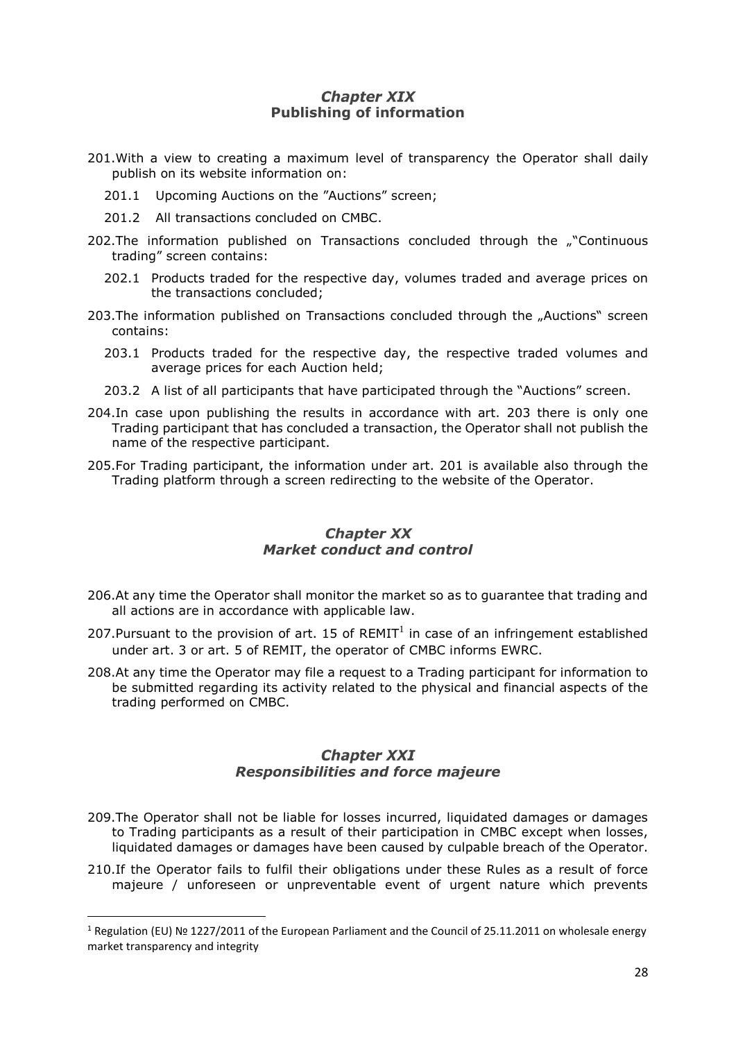## *Chapter XIX*
## **Publishing of information**

201.With a view to creating a maximum level of transparency the Operator shall daily publish on its website information on:

201.1 Upcoming Auctions on the "Auctions" screen;

201.2 All transactions concluded on CMBC.

202.The information published on Transactions concluded through the „"Continuous trading" screen contains:

202.1 Products traded for the respective day, volumes traded and average prices on the transactions concluded;

203.The information published on Transactions concluded through the „Auctions" screen contains:

203.1 Products traded for the respective day, the respective traded volumes and average prices for each Auction held;

203.2 A list of all participants that have participated through the "Auctions" screen.

204.In case upon publishing the results in accordance with art. 203 there is only one Trading participant that has concluded a transaction, the Operator shall not publish the name of the respective participant.

205.For Trading participant, the information under art. 201 is available also through the Trading platform through a screen redirecting to the website of the Operator.

## *Chapter XX*
## *Market conduct and control*

206.At any time the Operator shall monitor the market so as to guarantee that trading and all actions are in accordance with applicable law.

207.Pursuant to the provision of art. 15 of REMIT[1] in case of an infringement established under art. 3 or art. 5 of REMIT, the operator of CMBC informs EWRC.

208.At any time the Operator may file a request to a Trading participant for information to be submitted regarding its activity related to the physical and financial aspects of the trading performed on CMBC.

## *Chapter XXI*
## *Responsibilities and force majeure*

209.The Operator shall not be liable for losses incurred, liquidated damages or damages to Trading participants as a result of their participation in CMBC except when losses, liquidated damages or damages have been caused by culpable breach of the Operator.

210.If the Operator fails to fulfil their obligations under these Rules as a result of force majeure / unforeseen or unpreventable event of urgent nature which prevents

[1] Regulation (EU) № 1227/2011 of the European Parliament and the Council of 25.11.2011 on wholesale energy market transparency and integrity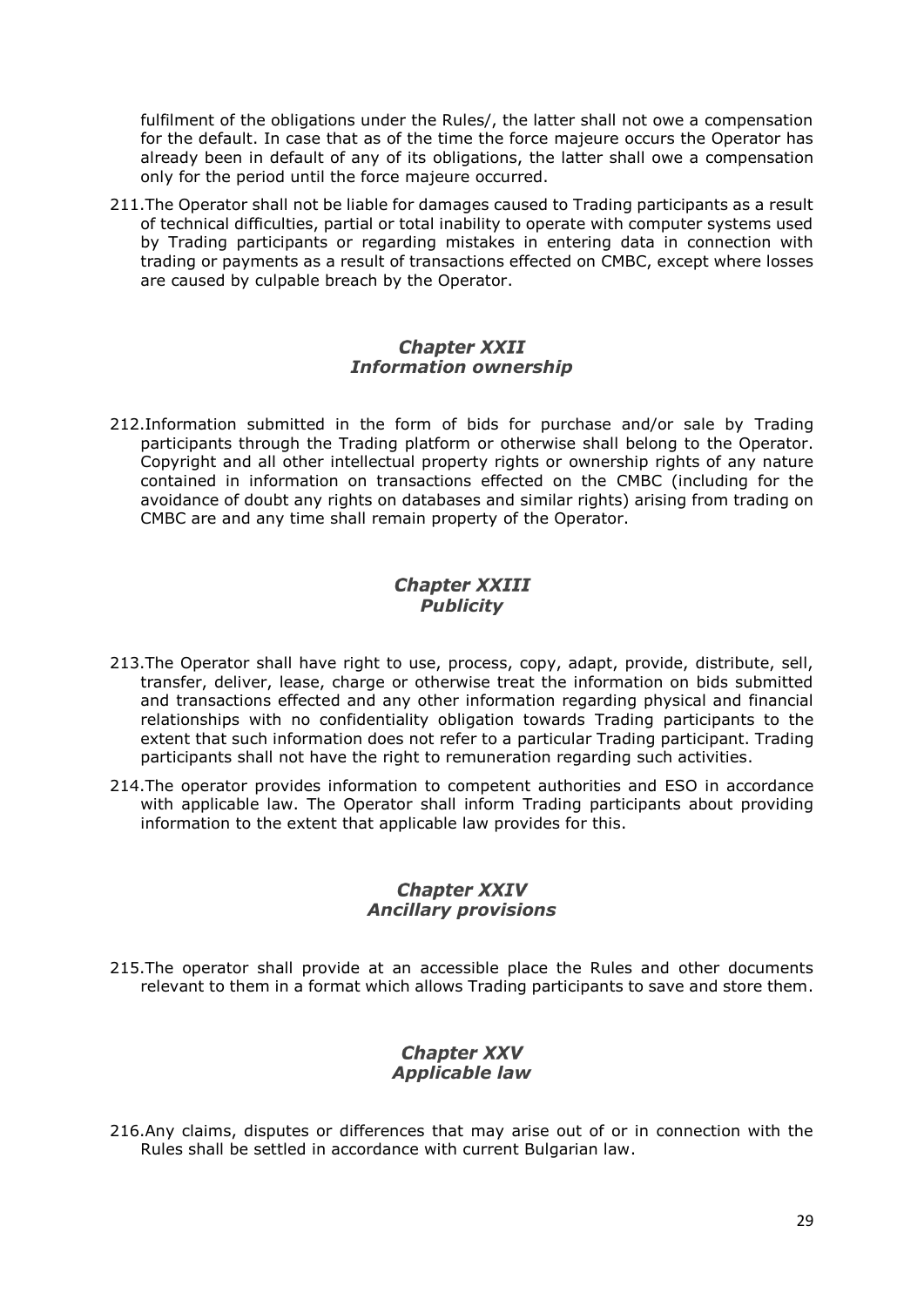fulfilment of the obligations under the Rules/, the latter shall not owe a compensation for the default. In case that as of the time the force majeure occurs the Operator has already been in default of any of its obligations, the latter shall owe a compensation only for the period until the force majeure occurred.

211. The Operator shall not be liable for damages caused to Trading participants as a result of technical difficulties, partial or total inability to operate with computer systems used by Trading participants or regarding mistakes in entering data in connection with trading or payments as a result of transactions effected on CMBC, except where losses are caused by culpable breach by the Operator.

## *Chapter XXII*
## *Information ownership*

212. Information submitted in the form of bids for purchase and/or sale by Trading participants through the Trading platform or otherwise shall belong to the Operator. Copyright and all other intellectual property rights or ownership rights of any nature contained in information on transactions effected on the CMBC (including for the avoidance of doubt any rights on databases and similar rights) arising from trading on CMBC are and any time shall remain property of the Operator.

## *Chapter XXIII*
## *Publicity*

213. The Operator shall have right to use, process, copy, adapt, provide, distribute, sell, transfer, deliver, lease, charge or otherwise treat the information on bids submitted and transactions effected and any other information regarding physical and financial relationships with no confidentiality obligation towards Trading participants to the extent that such information does not refer to a particular Trading participant. Trading participants shall not have the right to remuneration regarding such activities.

214. The operator provides information to competent authorities and ESO in accordance with applicable law. The Operator shall inform Trading participants about providing information to the extent that applicable law provides for this.

## *Chapter XXIV*
## *Ancillary provisions*

215. The operator shall provide at an accessible place the Rules and other documents relevant to them in a format which allows Trading participants to save and store them.

## *Chapter XXV*
## *Applicable law*

216. Any claims, disputes or differences that may arise out of or in connection with the Rules shall be settled in accordance with current Bulgarian law.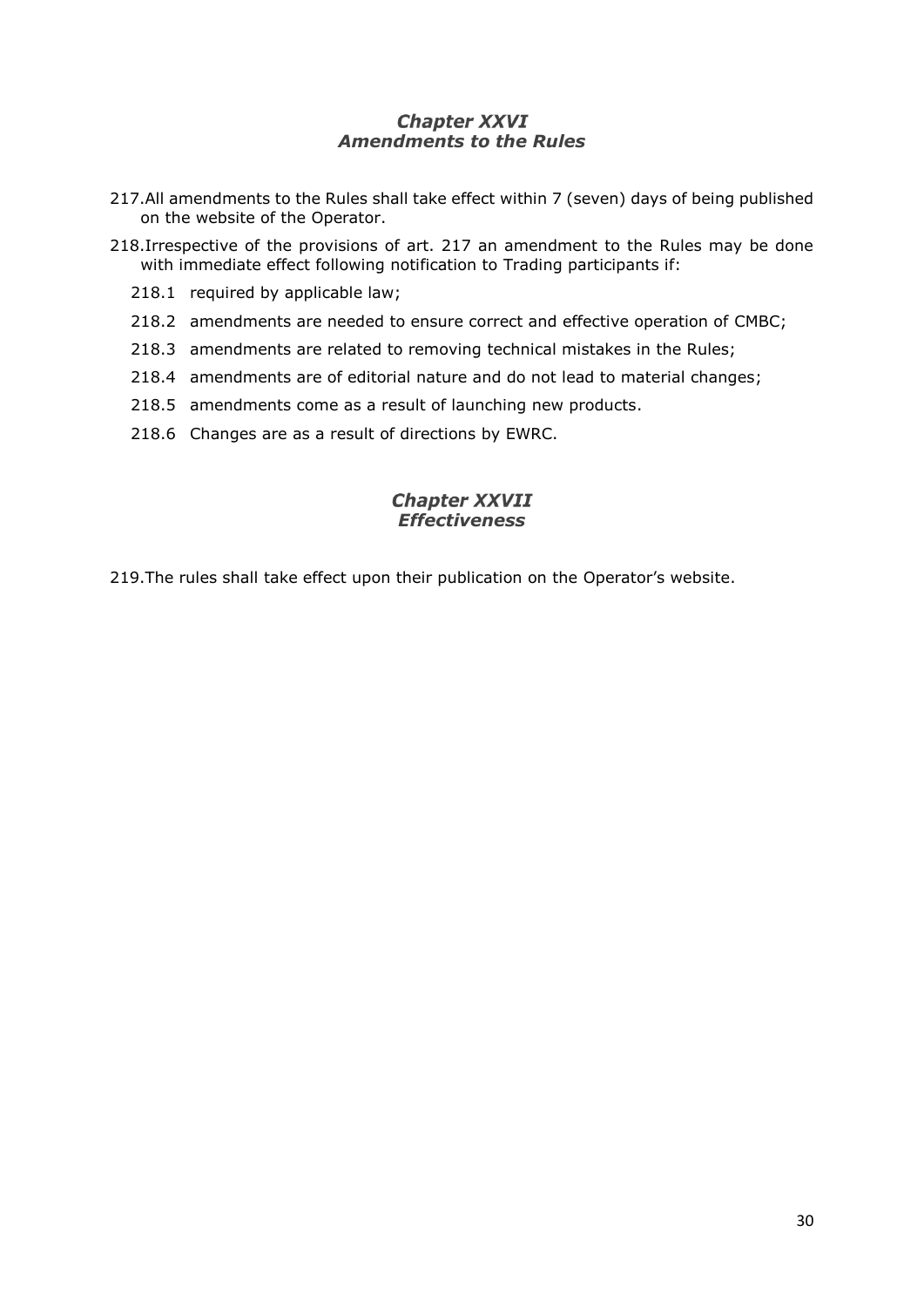### *Chapter XXVI*
### *Amendments to the Rules*

217. All amendments to the Rules shall take effect within 7 (seven) days of being published on the website of the Operator.

218. Irrespective of the provisions of art. 217 an amendment to the Rules may be done with immediate effect following notification to Trading participants if:

   218.1 required by applicable law;

   218.2 amendments are needed to ensure correct and effective operation of CMBC;

   218.3 amendments are related to removing technical mistakes in the Rules;

   218.4 amendments are of editorial nature and do not lead to material changes;

   218.5 amendments come as a result of launching new products.

   218.6 Changes are as a result of directions by EWRC.

### *Chapter XXVII*
### *Effectiveness*

219. The rules shall take effect upon their publication on the Operator's website.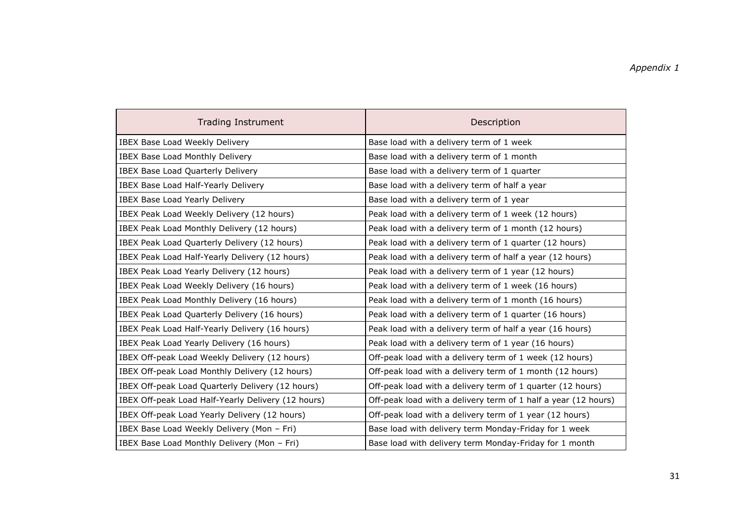*Appendix 1*

| Trading Instrument | Description |
|---|---|
| IBEX Base Load Weekly Delivery | Base load with a delivery term of 1 week |
| IBEX Base Load Monthly Delivery | Base load with a delivery term of 1 month |
| IBEX Base Load Quarterly Delivery | Base load with a delivery term of 1 quarter |
| IBEX Base Load Half-Yearly Delivery | Base load with a delivery term of half a year |
| IBEX Base Load Yearly Delivery | Base load with a delivery term of 1 year |
| IBEX Peak Load Weekly Delivery (12 hours) | Peak load with a delivery term of 1 week (12 hours) |
| IBEX Peak Load Monthly Delivery (12 hours) | Peak load with a delivery term of 1 month (12 hours) |
| IBEX Peak Load Quarterly Delivery (12 hours) | Peak load with a delivery term of 1 quarter (12 hours) |
| IBEX Peak Load Half-Yearly Delivery (12 hours) | Peak load with a delivery term of half a year (12 hours) |
| IBEX Peak Load Yearly Delivery (12 hours) | Peak load with a delivery term of 1 year (12 hours) |
| IBEX Peak Load Weekly Delivery (16 hours) | Peak load with a delivery term of 1 week (16 hours) |
| IBEX Peak Load Monthly Delivery (16 hours) | Peak load with a delivery term of 1 month (16 hours) |
| IBEX Peak Load Quarterly Delivery (16 hours) | Peak load with a delivery term of 1 quarter (16 hours) |
| IBEX Peak Load Half-Yearly Delivery (16 hours) | Peak load with a delivery term of half a year (16 hours) |
| IBEX Peak Load Yearly Delivery (16 hours) | Peak load with a delivery term of 1 year (16 hours) |
| IBEX Off-peak Load Weekly Delivery (12 hours) | Off-peak load with a delivery term of 1 week (12 hours) |
| IBEX Off-peak Load Monthly Delivery (12 hours) | Off-peak load with a delivery term of 1 month (12 hours) |
| IBEX Off-peak Load Quarterly Delivery (12 hours) | Off-peak load with a delivery term of 1 quarter (12 hours) |
| IBEX Off-peak Load Half-Yearly Delivery (12 hours) | Off-peak load with a delivery term of 1 half a year (12 hours) |
| IBEX Off-peak Load Yearly Delivery (12 hours) | Off-peak load with a delivery term of 1 year (12 hours) |
| IBEX Base Load Weekly Delivery (Mon – Fri) | Base load with delivery term Monday-Friday for 1 week |
| IBEX Base Load Monthly Delivery (Mon – Fri) | Base load with delivery term Monday-Friday for 1 month |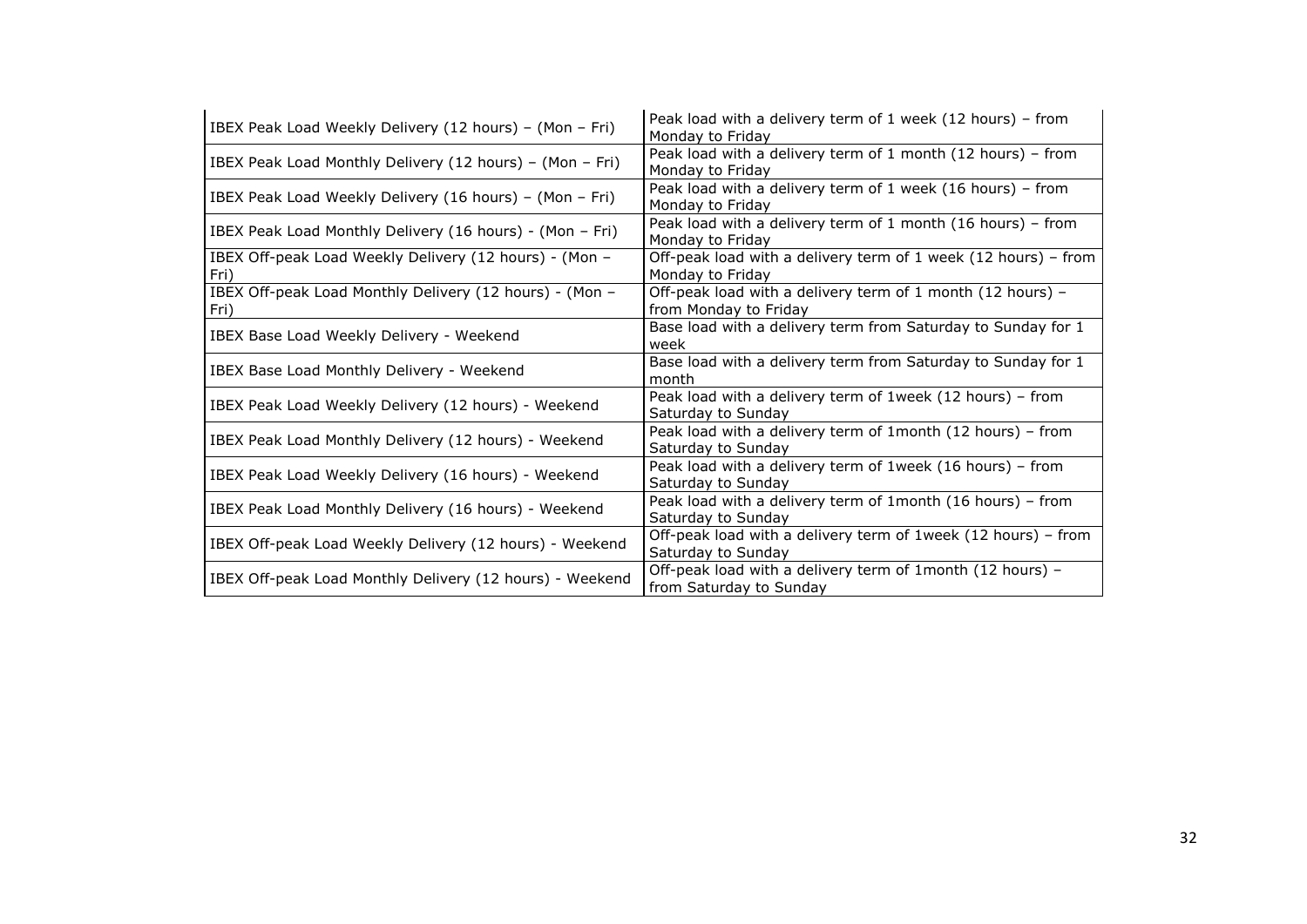| | |
|---|---|
| IBEX Peak Load Weekly Delivery (12 hours) – (Mon – Fri) | Peak load with a delivery term of 1 week (12 hours) – from Monday to Friday |
| IBEX Peak Load Monthly Delivery (12 hours) – (Mon – Fri) | Peak load with a delivery term of 1 month (12 hours) – from Monday to Friday |
| IBEX Peak Load Weekly Delivery (16 hours) – (Mon – Fri) | Peak load with a delivery term of 1 week (16 hours) – from Monday to Friday |
| IBEX Peak Load Monthly Delivery (16 hours) - (Mon – Fri) | Peak load with a delivery term of 1 month (16 hours) – from Monday to Friday |
| IBEX Off-peak Load Weekly Delivery (12 hours) - (Mon – Fri) | Off-peak load with a delivery term of 1 week (12 hours) – from Monday to Friday |
| IBEX Off-peak Load Monthly Delivery (12 hours) - (Mon – Fri) | Off-peak load with a delivery term of 1 month (12 hours) – from Monday to Friday |
| IBEX Base Load Weekly Delivery - Weekend | Base load with a delivery term from Saturday to Sunday for 1 week |
| IBEX Base Load Monthly Delivery - Weekend | Base load with a delivery term from Saturday to Sunday for 1 month |
| IBEX Peak Load Weekly Delivery (12 hours) - Weekend | Peak load with a delivery term of 1week (12 hours) – from Saturday to Sunday |
| IBEX Peak Load Monthly Delivery (12 hours) - Weekend | Peak load with a delivery term of 1month (12 hours) – from Saturday to Sunday |
| IBEX Peak Load Weekly Delivery (16 hours) - Weekend | Peak load with a delivery term of 1week (16 hours) – from Saturday to Sunday |
| IBEX Peak Load Monthly Delivery (16 hours) - Weekend | Peak load with a delivery term of 1month (16 hours) – from Saturday to Sunday |
| IBEX Off-peak Load Weekly Delivery (12 hours) - Weekend | Off-peak load with a delivery term of 1week (12 hours) – from Saturday to Sunday |
| IBEX Off-peak Load Monthly Delivery (12 hours) - Weekend | Off-peak load with a delivery term of 1month (12 hours) – from Saturday to Sunday |